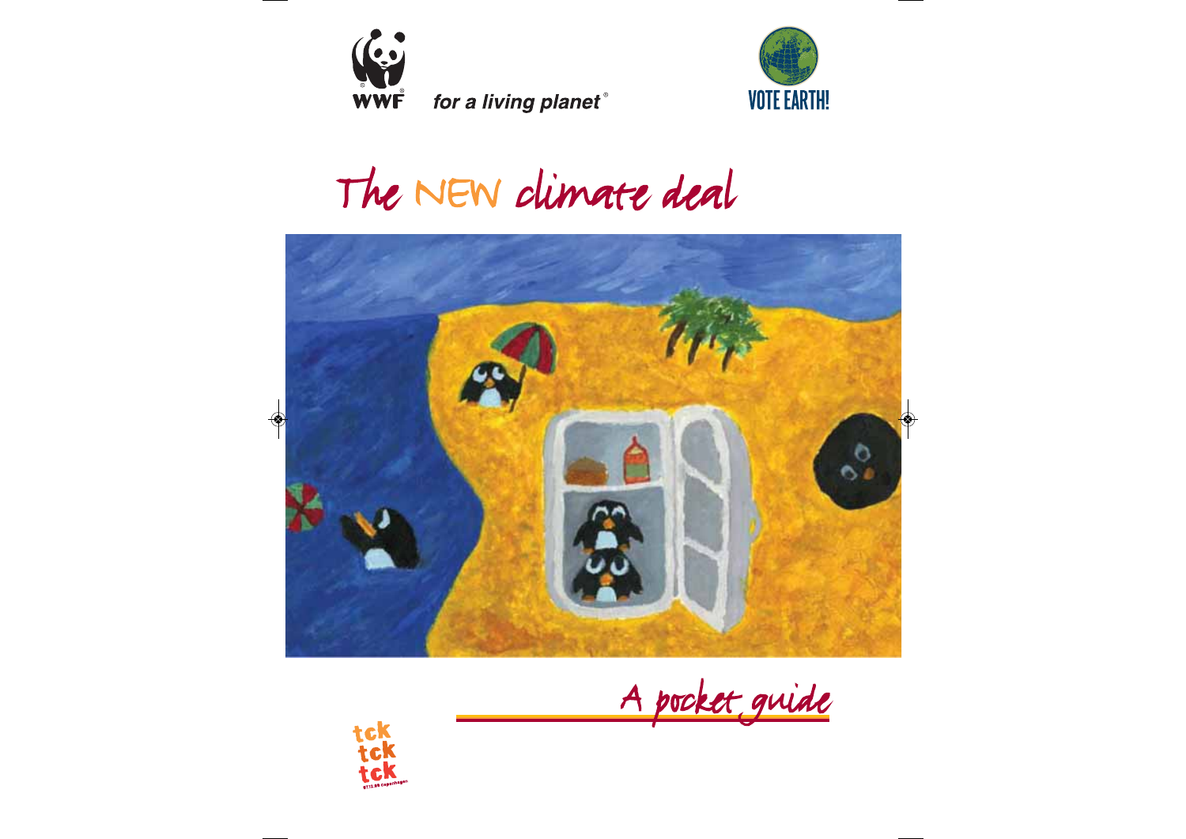WWF for a living planet®

VOTE EARTH!

# The NEW climate deal

## A pocket guide

tck tck tck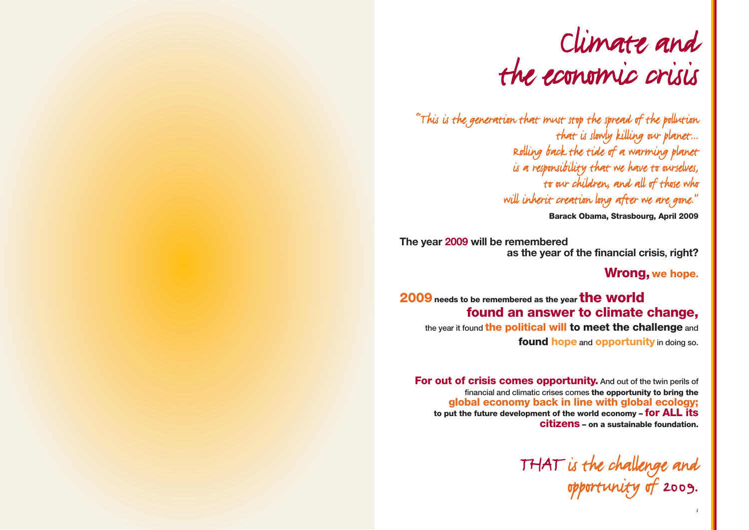# Climate and the economic crisis

*"This is the generation that must stop the spread of the pollution that is slowly killing our planet... Rolling back the tide of a warming planet is a responsibility that we have to ourselves, to our children, and all of those who will inherit creation long after we are gone."*

**Barack Obama, Strasbourg, April 2009**

**The year 2009 will be remembered as the year of the financial crisis, right?**

**Wrong, we hope.**

**2009 needs to be remembered as the year the world found an answer to climate change,** the year it found **the political will to meet the challenge** and **found hope** and **opportunity** in doing so.

**For out of crisis comes opportunity.** And out of the twin perils of financial and climatic crises comes **the opportunity to bring the global economy back in line with global ecology; to put the future development of the world economy – for ALL its citizens – on a sustainable foundation.**

*THAT is the challenge and opportunity of 2009.*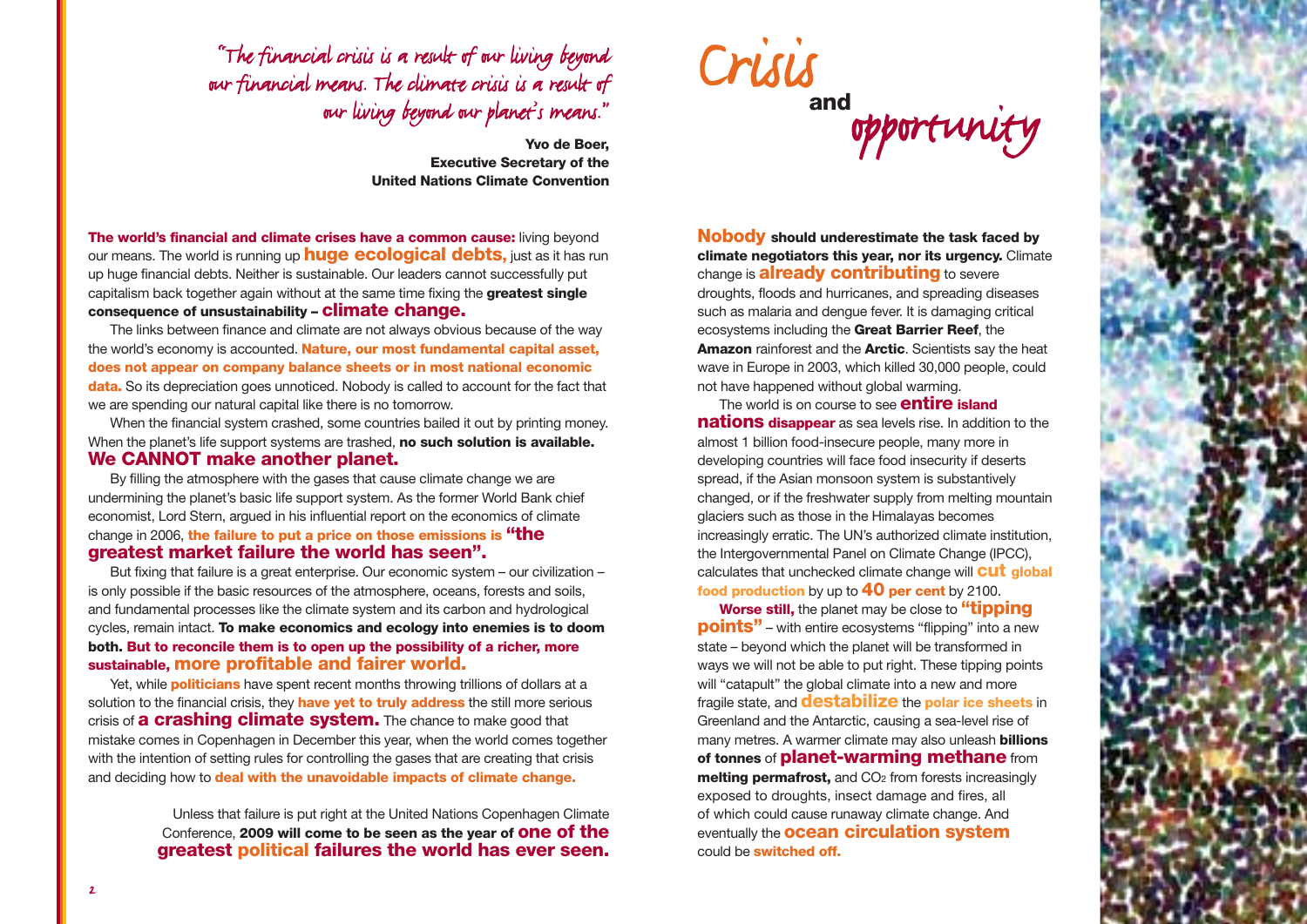"The financial crisis is a result of our living beyond our financial means. The climate crisis is a result of our living beyond our planet's means."

**Yvo de Boer, Executive Secretary of the United Nations Climate Convention**

# Crisis and opportunity

**The world's financial and climate crises have a common cause:** living beyond our means. The world is running up **huge ecological debts,** just as it has run up huge financial debts. Neither is sustainable. Our leaders cannot successfully put capitalism back together again without at the same time fixing the **greatest single consequence of unsustainability – climate change.**

The links between finance and climate are not always obvious because of the way the world's economy is accounted. **Nature, our most fundamental capital asset, does not appear on company balance sheets or in most national economic data.** So its depreciation goes unnoticed. Nobody is called to account for the fact that we are spending our natural capital like there is no tomorrow.

When the financial system crashed, some countries bailed it out by printing money. When the planet's life support systems are trashed, **no such solution is available. We CANNOT make another planet.**

By filling the atmosphere with the gases that cause climate change we are undermining the planet's basic life support system. As the former World Bank chief economist, Lord Stern, argued in his influential report on the economics of climate change in 2006, **the failure to put a price on those emissions is "the greatest market failure the world has seen".**

But fixing that failure is a great enterprise. Our economic system – our civilization – is only possible if the basic resources of the atmosphere, oceans, forests and soils, and fundamental processes like the climate system and its carbon and hydrological cycles, remain intact. **To make economics and ecology into enemies is to doom both. But to reconcile them is to open up the possibility of a richer, more sustainable, more profitable and fairer world.**

Yet, while **politicians** have spent recent months throwing trillions of dollars at a solution to the financial crisis, they **have yet to truly address** the still more serious crisis of **a crashing climate system.** The chance to make good that mistake comes in Copenhagen in December this year, when the world comes together with the intention of setting rules for controlling the gases that are creating that crisis and deciding how to **deal with the unavoidable impacts of climate change.**

Unless that failure is put right at the United Nations Copenhagen Climate Conference, **2009 will come to be seen as the year of one of the greatest political failures the world has ever seen.**

**Nobody should underestimate the task faced by climate negotiators this year, nor its urgency.** Climate change is **already contributing** to severe droughts, floods and hurricanes, and spreading diseases such as malaria and dengue fever. It is damaging critical ecosystems including the **Great Barrier Reef**, the **Amazon** rainforest and the **Arctic**. Scientists say the heat wave in Europe in 2003, which killed 30,000 people, could not have happened without global warming.

The world is on course to see **entire island nations disappear** as sea levels rise. In addition to the almost 1 billion food-insecure people, many more in developing countries will face food insecurity if deserts spread, if the Asian monsoon system is substantively changed, or if the freshwater supply from melting mountain glaciers such as those in the Himalayas becomes increasingly erratic. The UN's authorized climate institution, the Intergovernmental Panel on Climate Change (IPCC), calculates that unchecked climate change will **cut global food production** by up to **40 per cent** by 2100.

**Worse still,** the planet may be close to **"tipping points"** – with entire ecosystems "flipping" into a new state – beyond which the planet will be transformed in ways we will not be able to put right. These tipping points will "catapult" the global climate into a new and more fragile state, and **destabilize** the **polar ice sheets** in Greenland and the Antarctic, causing a sea-level rise of many metres. A warmer climate may also unleash **billions of tonnes** of **planet-warming methane** from **melting permafrost,** and $CO_2$ from forests increasingly exposed to droughts, insect damage and fires, all of which could cause runaway climate change. And eventually the **ocean circulation system** could be **switched off.**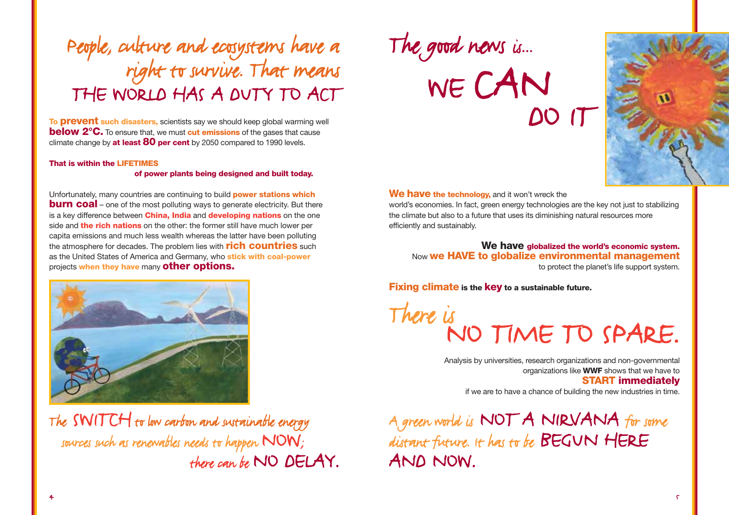# People, culture and ecosystems have a right to survive. That means THE WORLD HAS A DUTY TO ACT

**To prevent such disasters,** scientists say we should keep global warming well **below 2°C.** To ensure that, we must **cut emissions** of the gases that cause climate change by **at least 80 per cent** by 2050 compared to 1990 levels.

**That is within the LIFETIMES of power plants being designed and built today.**

Unfortunately, many countries are continuing to build **power stations which burn coal** – one of the most polluting ways to generate electricity. But there is a key difference between **China, India** and **developing nations** on the one side and **the rich nations** on the other: the former still have much lower per capita emissions and much less wealth whereas the latter have been polluting the atmosphere for decades. The problem lies with **rich countries** such as the United States of America and Germany, who **stick with coal-power** projects **when they have** many **other options.**

The SWITCH to low carbon and sustainable energy sources such as renewables needs to happen NOW; there can be NO DELAY.

# The good news is... WE CAN DO IT

**We have the technology,** and it won't wreck the world's economies. In fact, green energy technologies are the key not just to stabilizing the climate but also to a future that uses its diminishing natural resources more efficiently and sustainably.

**We have globalized the world's economic system.** Now **we HAVE to globalize environmental management** to protect the planet's life support system.

**Fixing climate is the key to a sustainable future.**

## There is NO TIME TO SPARE.

Analysis by universities, research organizations and non-governmental organizations like **WWF** shows that we have to **START immediately** if we are to have a chance of building the new industries in time.

A green world is NOT A NIRVANA for some distant future. It has to be BEGUN HERE AND NOW.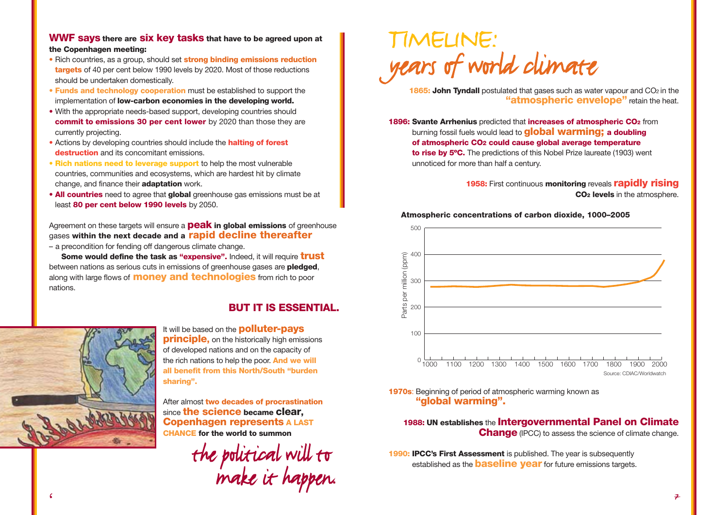**WWF says there are six key tasks that have to be agreed upon at the Copenhagen meeting:**

- Rich countries, as a group, should set **strong binding emissions reduction targets** of 40 per cent below 1990 levels by 2020. Most of those reductions should be undertaken domestically.
- **Funds and technology cooperation** must be established to support the implementation of **low-carbon economies in the developing world.**
- With the appropriate needs-based support, developing countries should **commit to emissions 30 per cent lower** by 2020 than those they are currently projecting.
- Actions by developing countries should include the **halting of forest destruction** and its concomitant emissions.
- **Rich nations need to leverage support** to help the most vulnerable countries, communities and ecosystems, which are hardest hit by climate change, and finance their **adaptation** work.
- **All countries** need to agree that **global** greenhouse gas emissions must be at least **80 per cent below 1990 levels** by 2050.

Agreement on these targets will ensure a **peak in global emissions** of greenhouse gases **within the next decade and a rapid decline thereafter** – a precondition for fending off dangerous climate change.

**Some would define the task as "expensive".** Indeed, it will require **trust** between nations as serious cuts in emissions of greenhouse gases are **pledged**, along with large flows of **money and technologies** from rich to poor nations.

**BUT IT IS ESSENTIAL.**

It will be based on the **polluter-pays principle,** on the historically high emissions of developed nations and on the capacity of the rich nations to help the poor. **And we will all benefit from this North/South "burden sharing".**

After almost **two decades of procrastination** since **the science became clear, Copenhagen represents A LAST CHANCE for the world to summon**

*the political will to make it happen.*

# TIMELINE: years of world climate

**1865: John Tyndall** postulated that gases such as water vapour and $CO_2$ in the **"atmospheric envelope"** retain the heat.

**1896: Svante Arrhenius** predicted that **increases of atmospheric $CO_2$** from burning fossil fuels would lead to **global warming; a doubling of atmospheric $CO_2$ could cause global average temperature to rise by 5ºC.** The predictions of this Nobel Prize laureate (1903) went unnoticed for more than half a century.

**1958:** First continuous **monitoring** reveals **rapidly rising $CO_2$ levels** in the atmosphere.

**Atmospheric concentrations of carbon dioxide, 1000–2005**

Source: CDIAC/Worldwatch

**1970s**: Beginning of period of atmospheric warming known as **"global warming".**

**1988: UN establishes** the **Intergovernmental Panel on Climate Change** (IPCC) to assess the science of climate change.

**1990: IPCC's First Assessment** is published. The year is subsequently established as the **baseline year** for future emissions targets.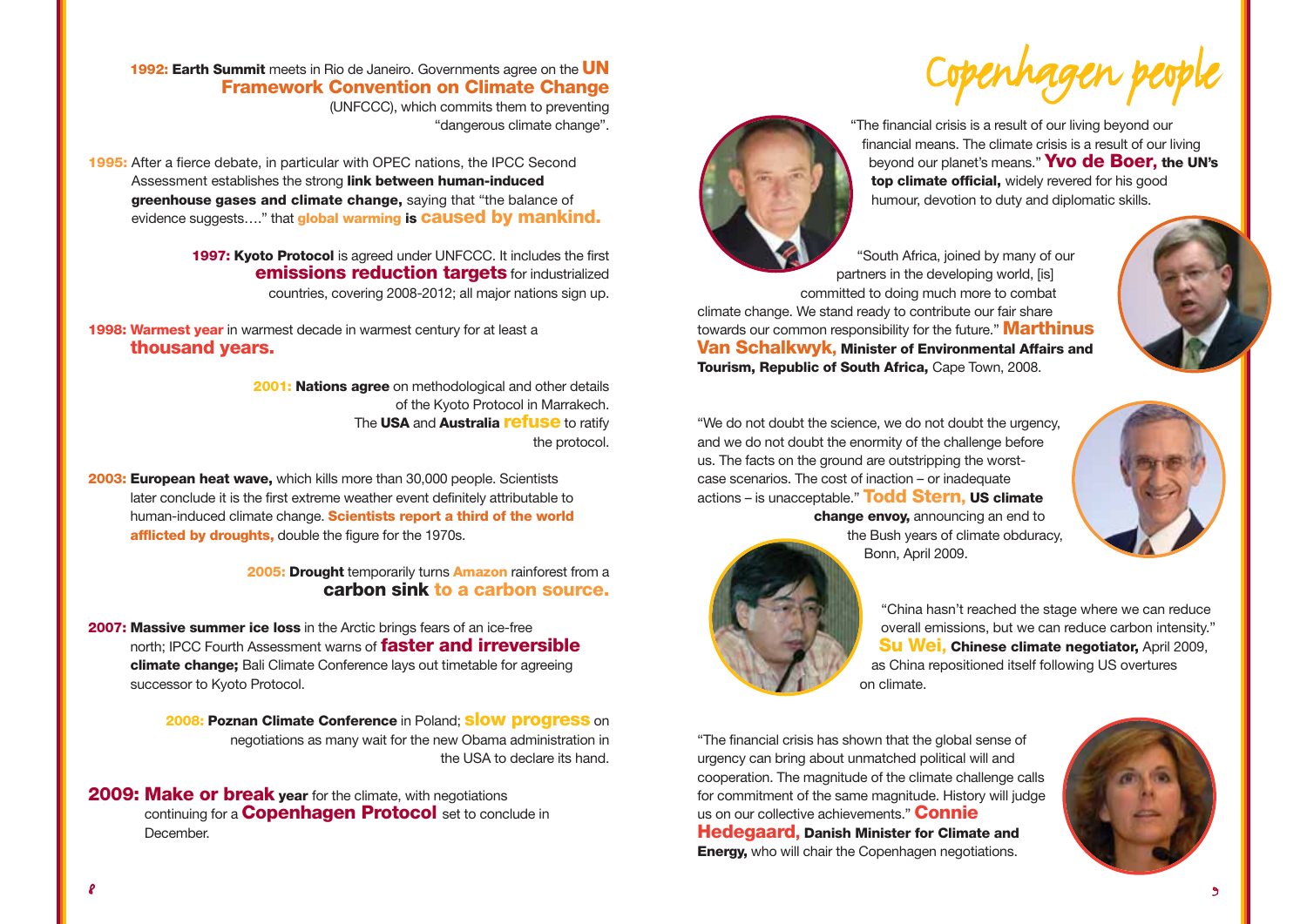**1992: Earth Summit** meets in Rio de Janeiro. Governments agree on the **UN Framework Convention on Climate Change** (UNFCCC), which commits them to preventing "dangerous climate change".

**1995:** After a fierce debate, in particular with OPEC nations, the IPCC Second Assessment establishes the strong **link between human-induced greenhouse gases and climate change,** saying that "the balance of evidence suggests…." that **global warming is caused by mankind.**

**1997: Kyoto Protocol** is agreed under UNFCCC. It includes the first **emissions reduction targets** for industrialized countries, covering 2008-2012; all major nations sign up.

**1998: Warmest year** in warmest decade in warmest century for at least a **thousand years.**

**2001: Nations agree** on methodological and other details of the Kyoto Protocol in Marrakech. The **USA** and **Australia refuse** to ratify the protocol.

**2003: European heat wave,** which kills more than 30,000 people. Scientists later conclude it is the first extreme weather event definitely attributable to human-induced climate change. **Scientists report a third of the world afflicted by droughts,** double the figure for the 1970s.

**2005: Drought** temporarily turns **Amazon** rainforest from a **carbon sink to a carbon source.**

**2007: Massive summer ice loss** in the Arctic brings fears of an ice-free north; IPCC Fourth Assessment warns of **faster and irreversible climate change;** Bali Climate Conference lays out timetable for agreeing successor to Kyoto Protocol.

**2008: Poznan Climate Conference** in Poland; **slow progress** on negotiations as many wait for the new Obama administration in the USA to declare its hand.

**2009: Make or break year** for the climate, with negotiations continuing for a **Copenhagen Protocol** set to conclude in December.

# Copenhagen people

"The financial crisis is a result of our living beyond our financial means. The climate crisis is a result of our living beyond our planet's means." **Yvo de Boer, the UN's top climate official,** widely revered for his good humour, devotion to duty and diplomatic skills.

"South Africa, joined by many of our partners in the developing world, [is] committed to doing much more to combat climate change. We stand ready to contribute our fair share towards our common responsibility for the future." **Marthinus Van Schalkwyk, Minister of Environmental Affairs and Tourism, Republic of South Africa,** Cape Town, 2008.

"We do not doubt the science, we do not doubt the urgency, and we do not doubt the enormity of the challenge before us. The facts on the ground are outstripping the worst-case scenarios. The cost of inaction – or inadequate actions – is unacceptable." **Todd Stern, US climate change envoy,** announcing an end to the Bush years of climate obduracy, Bonn, April 2009.

"China hasn't reached the stage where we can reduce overall emissions, but we can reduce carbon intensity." **Su Wei, Chinese climate negotiator,** April 2009, as China repositioned itself following US overtures on climate.

"The financial crisis has shown that the global sense of urgency can bring about unmatched political will and cooperation. The magnitude of the climate challenge calls for commitment of the same magnitude. History will judge us on our collective achievements." **Connie Hedegaard, Danish Minister for Climate and Energy,** who will chair the Copenhagen negotiations.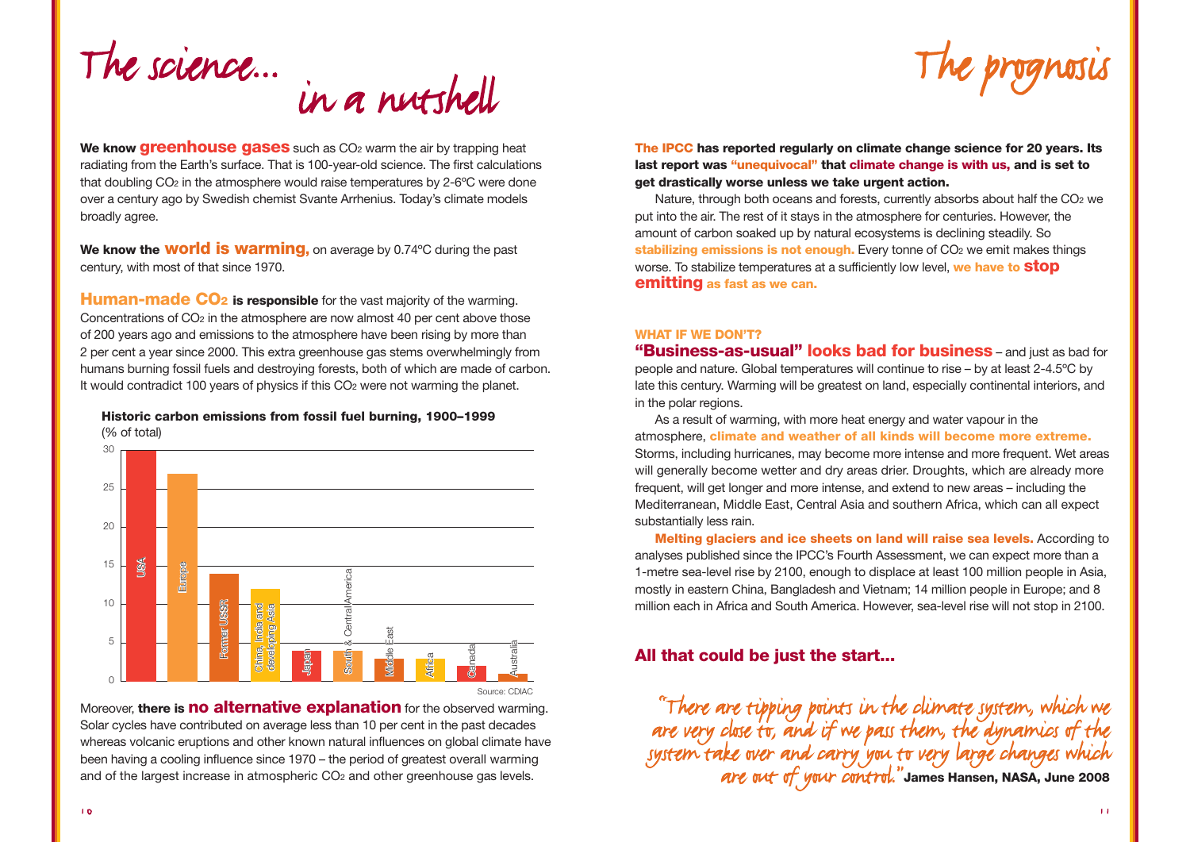# The science... in a nutshell

**We know greenhouse gases** such as $CO_2$ warm the air by trapping heat radiating from the Earth's surface. That is 100-year-old science. The first calculations that doubling $CO_2$ in the atmosphere would raise temperatures by 2-6ºC were done over a century ago by Swedish chemist Svante Arrhenius. Today's climate models broadly agree.

**We know the world is warming,** on average by 0.74ºC during the past century, with most of that since 1970.

**Human-made $CO_2$ is responsible** for the vast majority of the warming. Concentrations of $CO_2$ in the atmosphere are now almost 40 per cent above those of 200 years ago and emissions to the atmosphere have been rising by more than 2 per cent a year since 2000. This extra greenhouse gas stems overwhelmingly from humans burning fossil fuels and destroying forests, both of which are made of carbon. It would contradict 100 years of physics if this $CO_2$ were not warming the planet.

**Historic carbon emissions from fossil fuel burning, 1900–1999**
(% of total)

| Region | % of total (approx.) |
|---|---|
| USA | 30 |
| Europe | 27 |
| Former USSR | 14 |
| China, India and developing Asia | 12 |
| Japan | 4 |
| South & Central America | 4 |
| Middle East | 3 |
| Africa | 3 |
| Canada | 2 |
| Australia | 1 |

Source: CDIAC

Moreover, **there is no alternative explanation** for the observed warming. Solar cycles have contributed on average less than 10 per cent in the past decades whereas volcanic eruptions and other known natural influences on global climate have been having a cooling influence since 1970 – the period of greatest overall warming and of the largest increase in atmospheric $CO_2$ and other greenhouse gas levels.

# The prognosis

**The IPCC has reported regularly on climate change science for 20 years. Its last report was "unequivocal" that climate change is with us, and is set to get drastically worse unless we take urgent action.**

Nature, through both oceans and forests, currently absorbs about half the $CO_2$ we put into the air. The rest of it stays in the atmosphere for centuries. However, the amount of carbon soaked up by natural ecosystems is declining steadily. So **stabilizing emissions is not enough.** Every tonne of $CO_2$ we emit makes things worse. To stabilize temperatures at a sufficiently low level, **we have to stop emitting as fast as we can.**

### WHAT IF WE DON'T?

**"Business-as-usual" looks bad for business** – and just as bad for people and nature. Global temperatures will continue to rise – by at least 2-4.5ºC by late this century. Warming will be greatest on land, especially continental interiors, and in the polar regions.

As a result of warming, with more heat energy and water vapour in the atmosphere, **climate and weather of all kinds will become more extreme.** Storms, including hurricanes, may become more intense and more frequent. Wet areas will generally become wetter and dry areas drier. Droughts, which are already more frequent, will get longer and more intense, and extend to new areas – including the Mediterranean, Middle East, Central Asia and southern Africa, which can all expect substantially less rain.

**Melting glaciers and ice sheets on land will raise sea levels.** According to analyses published since the IPCC's Fourth Assessment, we can expect more than a 1-metre sea-level rise by 2100, enough to displace at least 100 million people in Asia, mostly in eastern China, Bangladesh and Vietnam; 14 million people in Europe; and 8 million each in Africa and South America. However, sea-level rise will not stop in 2100.

## All that could be just the start...

*"There are tipping points in the climate system, which we are very close to, and if we pass them, the dynamics of the system take over and carry you to very large changes which are out of your control."* **James Hansen, NASA, June 2008**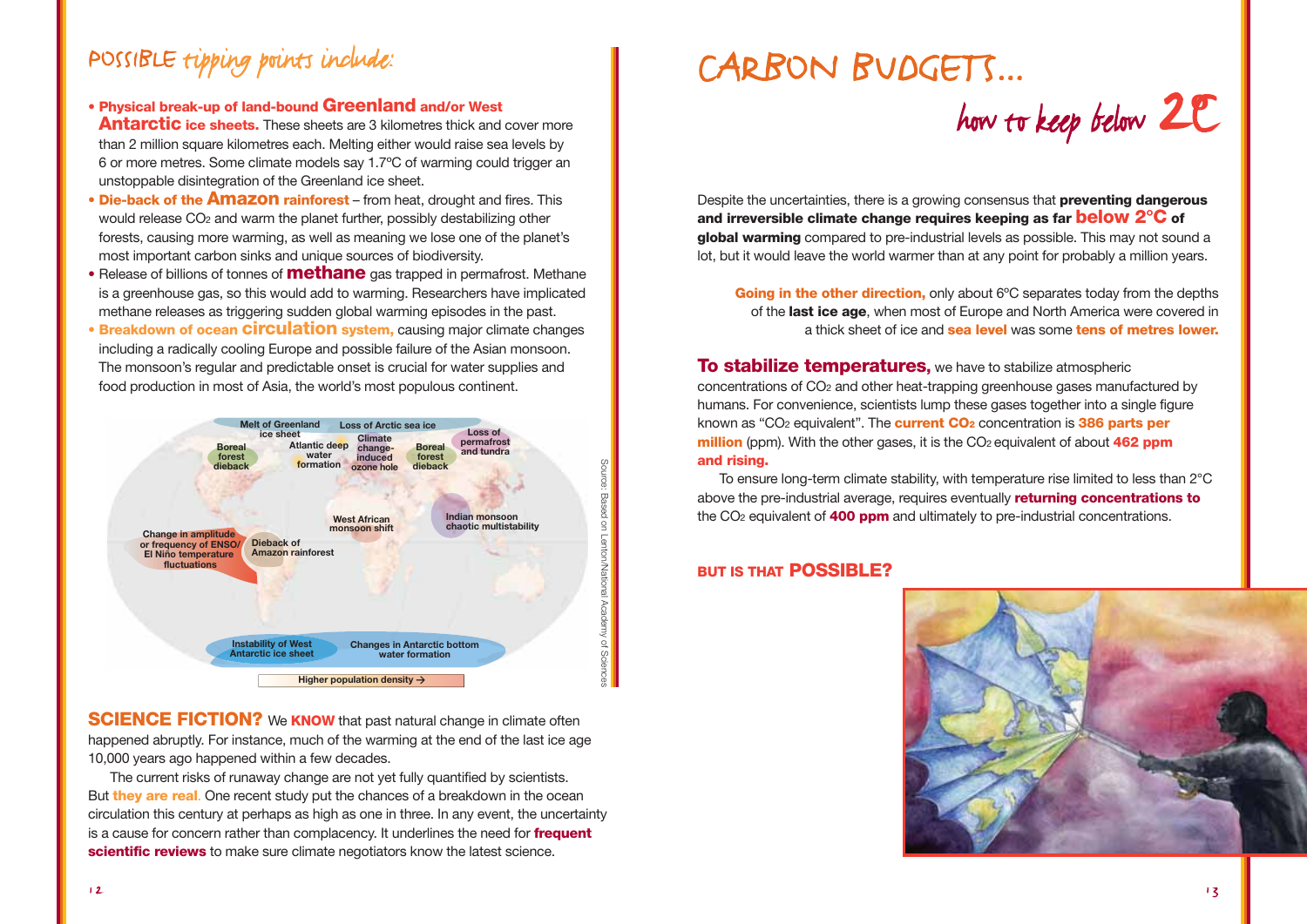## POSSIBLE tipping points include:

- **Physical break-up of land-bound Greenland and/or West Antarctic ice sheets.** These sheets are 3 kilometres thick and cover more than 2 million square kilometres each. Melting either would raise sea levels by 6 or more metres. Some climate models say 1.7°C of warming could trigger an unstoppable disintegration of the Greenland ice sheet.
- **Die-back of the Amazon rainforest** – from heat, drought and fires. This would release $CO_2$ and warm the planet further, possibly destabilizing other forests, causing more warming, as well as meaning we lose one of the planet's most important carbon sinks and unique sources of biodiversity.
- Release of billions of tonnes of **methane** gas trapped in permafrost. Methane is a greenhouse gas, so this would add to warming. Researchers have implicated methane releases as triggering sudden global warming episodes in the past.
- **Breakdown of ocean circulation system,** causing major climate changes including a radically cooling Europe and possible failure of the Asian monsoon. The monsoon's regular and predictable onset is crucial for water supplies and food production in most of Asia, the world's most populous continent.

Melt of Greenland ice sheet · Loss of Arctic sea ice · Boreal forest dieback · Atlantic deep water formation · Climate change-induced ozone hole · Boreal forest dieback · Loss of permafrost and tundra · West African monsoon shift · Indian monsoon chaotic multistability · Change in amplitude or frequency of ENSO/El Niño temperature fluctuations · Dieback of Amazon rainforest · Instability of West Antarctic ice sheet · Changes in Antarctic bottom water formation · Higher population density →

Source: Based on Lenton/National Academy of Sciences

**SCIENCE FICTION?** We **KNOW** that past natural change in climate often happened abruptly. For instance, much of the warming at the end of the last ice age 10,000 years ago happened within a few decades.

The current risks of runaway change are not yet fully quantified by scientists. But **they are real**. One recent study put the chances of a breakdown in the ocean circulation this century at perhaps as high as one in three. In any event, the uncertainty is a cause for concern rather than complacency. It underlines the need for **frequent scientific reviews** to make sure climate negotiators know the latest science.

# CARBON BUDGETS... how to keep below 2C

Despite the uncertainties, there is a growing consensus that **preventing dangerous and irreversible climate change requires keeping as far below 2°C of global warming** compared to pre-industrial levels as possible. This may not sound a lot, but it would leave the world warmer than at any point for probably a million years.

**Going in the other direction,** only about 6°C separates today from the depths of the **last ice age**, when most of Europe and North America were covered in a thick sheet of ice and **sea level** was some **tens of metres lower.**

**To stabilize temperatures,** we have to stabilize atmospheric concentrations of $CO_2$ and other heat-trapping greenhouse gases manufactured by humans. For convenience, scientists lump these gases together into a single figure known as "$CO_2$ equivalent". The **current $CO_2$** concentration is **386 parts per million** (ppm). With the other gases, it is the $CO_2$ equivalent of about **462 ppm and rising.**

To ensure long-term climate stability, with temperature rise limited to less than 2°C above the pre-industrial average, requires eventually **returning concentrations to** the $CO_2$ equivalent of **400 ppm** and ultimately to pre-industrial concentrations.

**BUT IS THAT POSSIBLE?**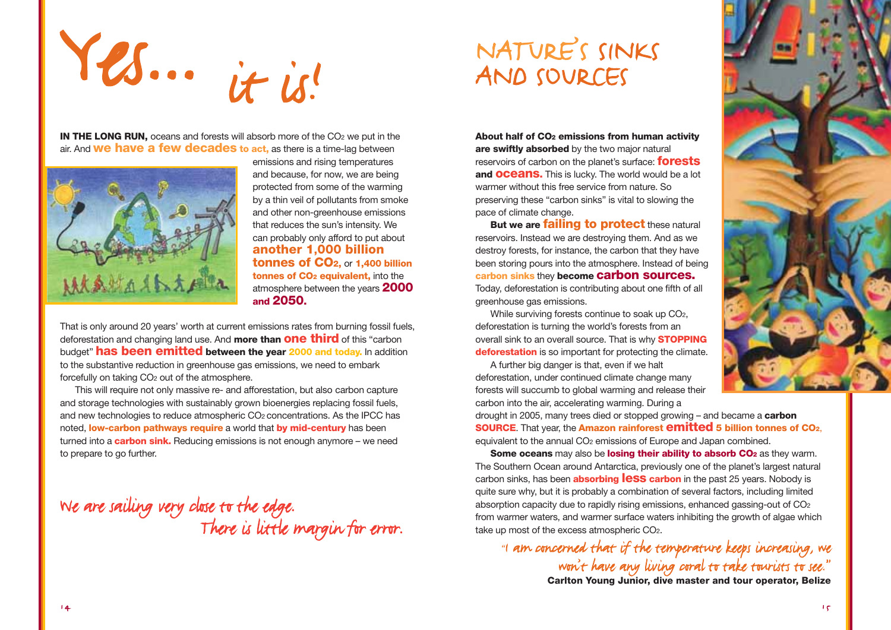# Yes... it is!

**IN THE LONG RUN,** oceans and forests will absorb more of the $CO_2$ we put in the air. And **we have a few decades to act,** as there is a time-lag between emissions and rising temperatures and because, for now, we are being protected from some of the warming by a thin veil of pollutants from smoke and other non-greenhouse emissions that reduces the sun's intensity. We can probably only afford to put about **another 1,000 billion tonnes of $CO_2$,** or **1,400 billion tonnes of $CO_2$ equivalent,** into the atmosphere between the years **2000 and 2050.**

That is only around 20 years' worth at current emissions rates from burning fossil fuels, deforestation and changing land use. And **more than one third** of this "carbon budget" **has been emitted between the year 2000 and today.** In addition to the substantive reduction in greenhouse gas emissions, we need to embark forcefully on taking $CO_2$ out of the atmosphere.

This will require not only massive re- and afforestation, but also carbon capture and storage technologies with sustainably grown bioenergies replacing fossil fuels, and new technologies to reduce atmospheric $CO_2$ concentrations. As the IPCC has noted, **low-carbon pathways require** a world that **by mid-century** has been turned into a **carbon sink.** Reducing emissions is not enough anymore – we need to prepare to go further.

*We are sailing very close to the edge. There is little margin for error.*

# Nature's sinks and sources

**About half of $CO_2$ emissions from human activity are swiftly absorbed** by the two major natural reservoirs of carbon on the planet's surface: **forests and oceans.** This is lucky. The world would be a lot warmer without this free service from nature. So preserving these "carbon sinks" is vital to slowing the pace of climate change.

**But we are failing to protect** these natural reservoirs. Instead we are destroying them. And as we destroy forests, for instance, the carbon that they have been storing pours into the atmosphere. Instead of being **carbon sinks** they **become carbon sources.** Today, deforestation is contributing about one fifth of all greenhouse gas emissions.

While surviving forests continue to soak up $CO_2$, deforestation is turning the world's forests from an overall sink to an overall source. That is why **STOPPING deforestation** is so important for protecting the climate.

A further big danger is that, even if we halt deforestation, under continued climate change many forests will succumb to global warming and release their carbon into the air, accelerating warming. During a drought in 2005, many trees died or stopped growing – and became a **carbon SOURCE**. That year, the **Amazon rainforest emitted 5 billion tonnes of $CO_2$,** equivalent to the annual $CO_2$ emissions of Europe and Japan combined.

**Some oceans** may also be **losing their ability to absorb $CO_2$** as they warm. The Southern Ocean around Antarctica, previously one of the planet's largest natural carbon sinks, has been **absorbing less carbon** in the past 25 years. Nobody is quite sure why, but it is probably a combination of several factors, including limited absorption capacity due to rapidly rising emissions, enhanced gassing-out of $CO_2$ from warmer waters, and warmer surface waters inhibiting the growth of algae which take up most of the excess atmospheric $CO_2$.

*"I am concerned that if the temperature keeps increasing, we won't have any living coral to take tourists to see."*
**Carlton Young Junior, dive master and tour operator, Belize**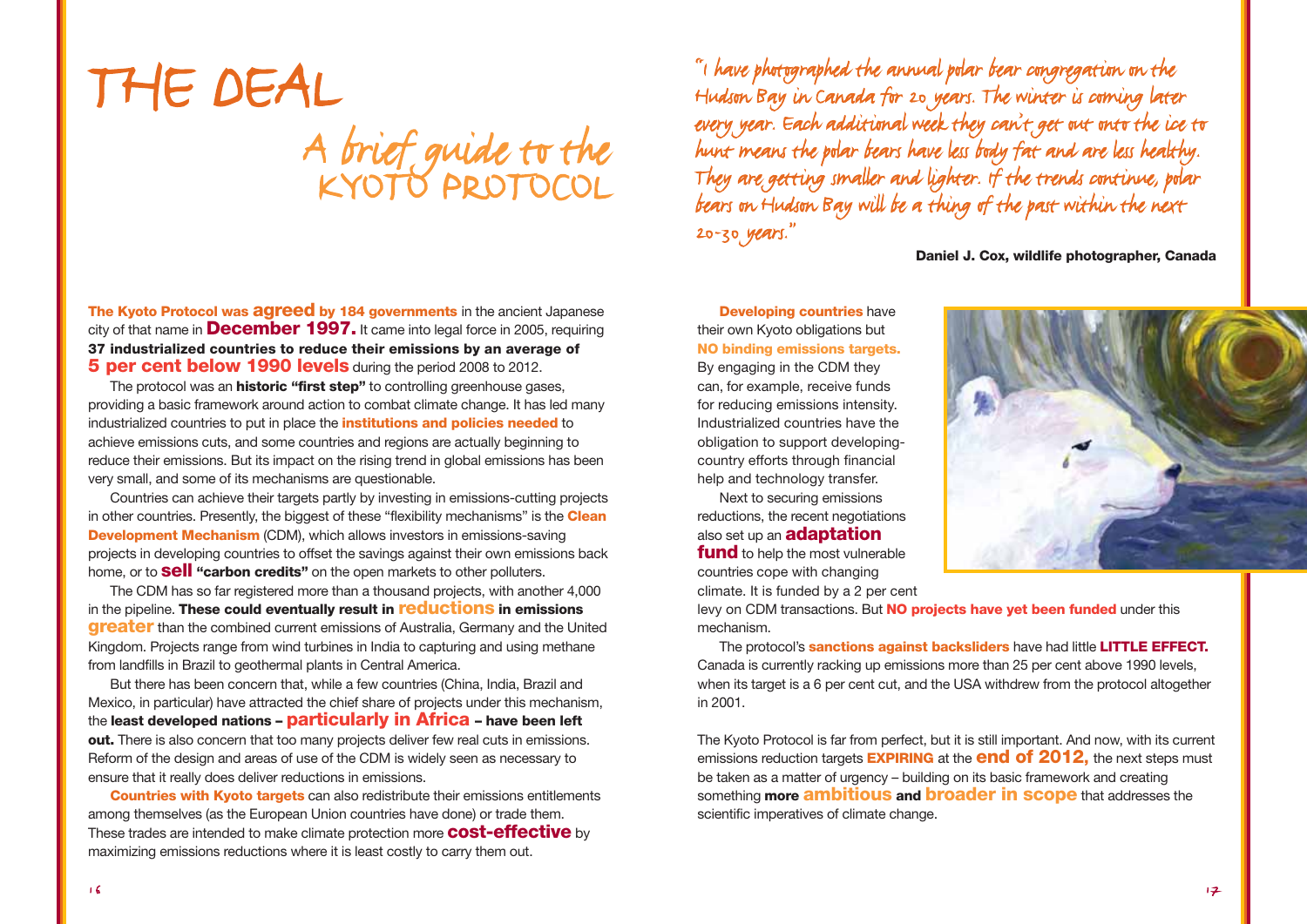# THE DEAL

## A brief guide to the KYOTO PROTOCOL

**The Kyoto Protocol was agreed by 184 governments** in the ancient Japanese city of that name in **December 1997.** It came into legal force in 2005, requiring **37 industrialized countries to reduce their emissions by an average of 5 per cent below 1990 levels** during the period 2008 to 2012.

The protocol was an **historic "first step"** to controlling greenhouse gases, providing a basic framework around action to combat climate change. It has led many industrialized countries to put in place the **institutions and policies needed** to achieve emissions cuts, and some countries and regions are actually beginning to reduce their emissions. But its impact on the rising trend in global emissions has been very small, and some of its mechanisms are questionable.

Countries can achieve their targets partly by investing in emissions-cutting projects in other countries. Presently, the biggest of these "flexibility mechanisms" is the **Clean Development Mechanism** (CDM), which allows investors in emissions-saving projects in developing countries to offset the savings against their own emissions back home, or to **sell "carbon credits"** on the open markets to other polluters.

The CDM has so far registered more than a thousand projects, with another 4,000 in the pipeline. **These could eventually result in reductions in emissions greater** than the combined current emissions of Australia, Germany and the United Kingdom. Projects range from wind turbines in India to capturing and using methane from landfills in Brazil to geothermal plants in Central America.

But there has been concern that, while a few countries (China, India, Brazil and Mexico, in particular) have attracted the chief share of projects under this mechanism, the **least developed nations – particularly in Africa – have been left out.** There is also concern that too many projects deliver few real cuts in emissions. Reform of the design and areas of use of the CDM is widely seen as necessary to ensure that it really does deliver reductions in emissions.

**Countries with Kyoto targets** can also redistribute their emissions entitlements among themselves (as the European Union countries have done) or trade them. These trades are intended to make climate protection more **cost-effective** by maximizing emissions reductions where it is least costly to carry them out.

*"I have photographed the annual polar bear congregation on the Hudson Bay in Canada for 20 years. The winter is coming later every year. Each additional week they can't get out onto the ice to hunt means the polar bears have less body fat and are less healthy. They are getting smaller and lighter. If the trends continue, polar bears on Hudson Bay will be a thing of the past within the next 20-30 years."*

**Daniel J. Cox, wildlife photographer, Canada**

**Developing countries** have their own Kyoto obligations but **NO binding emissions targets.** By engaging in the CDM they can, for example, receive funds for reducing emissions intensity. Industrialized countries have the obligation to support developing-country efforts through financial help and technology transfer.

Next to securing emissions reductions, the recent negotiations also set up an **adaptation fund** to help the most vulnerable countries cope with changing climate. It is funded by a 2 per cent levy on CDM transactions. But **NO projects have yet been funded** under this mechanism.

The protocol's **sanctions against backsliders** have had little **LITTLE EFFECT.** Canada is currently racking up emissions more than 25 per cent above 1990 levels, when its target is a 6 per cent cut, and the USA withdrew from the protocol altogether in 2001.

The Kyoto Protocol is far from perfect, but it is still important. And now, with its current emissions reduction targets **EXPIRING** at the **end of 2012,** the next steps must be taken as a matter of urgency – building on its basic framework and creating something **more ambitious and broader in scope** that addresses the scientific imperatives of climate change.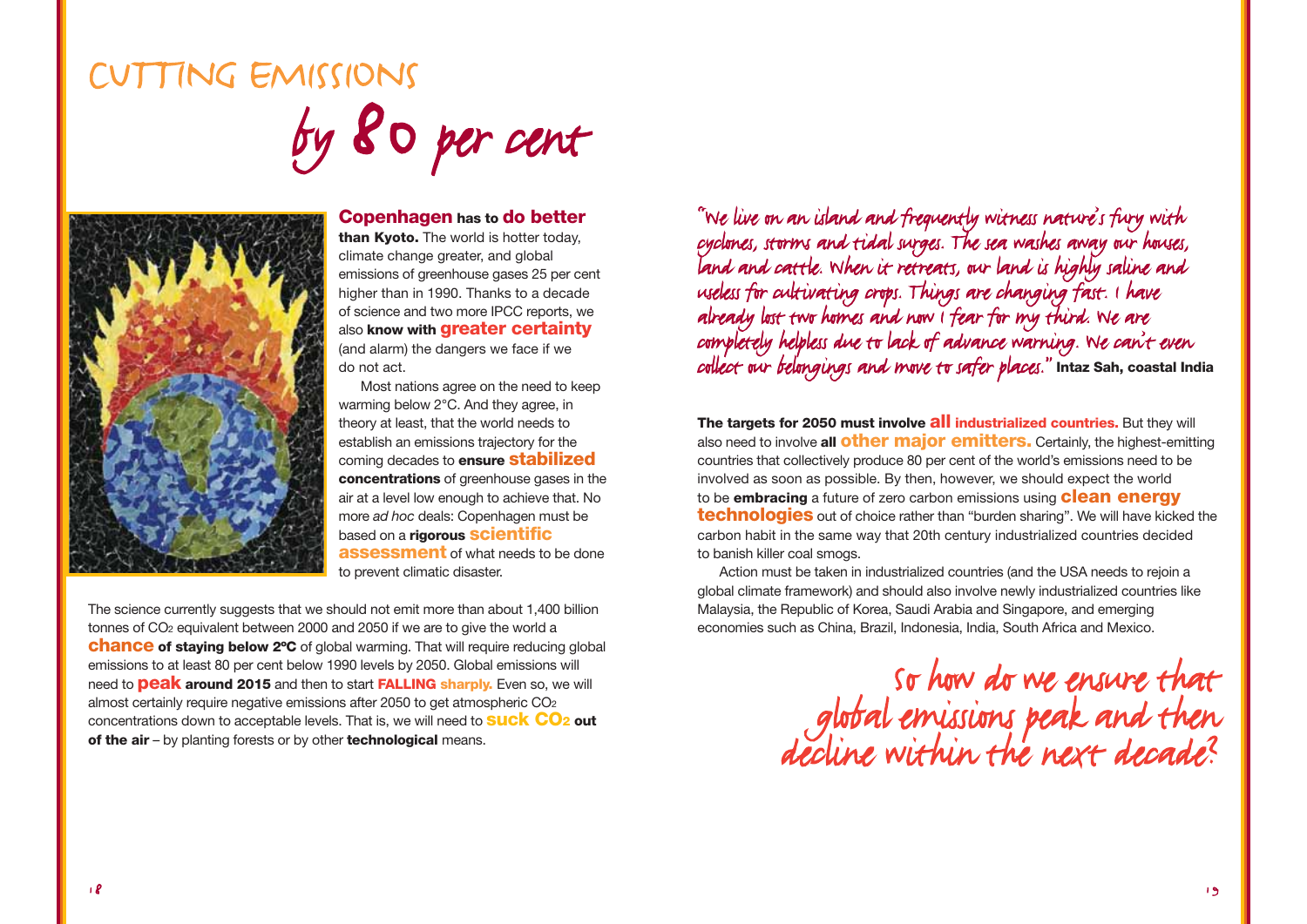# CUTTING EMISSIONS by 80 per cent

**Copenhagen has to do better than Kyoto.** The world is hotter today, climate change greater, and global emissions of greenhouse gases 25 per cent higher than in 1990. Thanks to a decade of science and two more IPCC reports, we also **know with greater certainty** (and alarm) the dangers we face if we do not act.

Most nations agree on the need to keep warming below 2°C. And they agree, in theory at least, that the world needs to establish an emissions trajectory for the coming decades to **ensure stabilized concentrations** of greenhouse gases in the air at a level low enough to achieve that. No more *ad hoc* deals: Copenhagen must be based on a **rigorous scientific assessment** of what needs to be done to prevent climatic disaster.

The science currently suggests that we should not emit more than about 1,400 billion tonnes of $CO_2$ equivalent between 2000 and 2050 if we are to give the world a **chance of staying below 2ºC** of global warming. That will require reducing global emissions to at least 80 per cent below 1990 levels by 2050. Global emissions will need to **peak around 2015** and then to start **FALLING sharply.** Even so, we will almost certainly require negative emissions after 2050 to get atmospheric $CO_2$ concentrations down to acceptable levels. That is, we will need to **suck $CO_2$ out of the air** – by planting forests or by other **technological** means.

"We live on an island and frequently witness nature's fury with cyclones, storms and tidal surges. The sea washes away our houses, land and cattle. When it retreats, our land is highly saline and useless for cultivating crops. Things are changing fast. I have already lost two homes and now I fear for my third. We are completely helpless due to lack of advance warning. We can't even collect our belongings and move to safer places." **Intaz Sah, coastal India**

**The targets for 2050 must involve all industrialized countries.** But they will also need to involve **all other major emitters.** Certainly, the highest-emitting countries that collectively produce 80 per cent of the world's emissions need to be involved as soon as possible. By then, however, we should expect the world to be **embracing** a future of zero carbon emissions using **clean energy technologies** out of choice rather than "burden sharing". We will have kicked the carbon habit in the same way that 20th century industrialized countries decided to banish killer coal smogs.

Action must be taken in industrialized countries (and the USA needs to rejoin a global climate framework) and should also involve newly industrialized countries like Malaysia, the Republic of Korea, Saudi Arabia and Singapore, and emerging economies such as China, Brazil, Indonesia, India, South Africa and Mexico.

## So how do we ensure that global emissions peak and then decline within the next decade?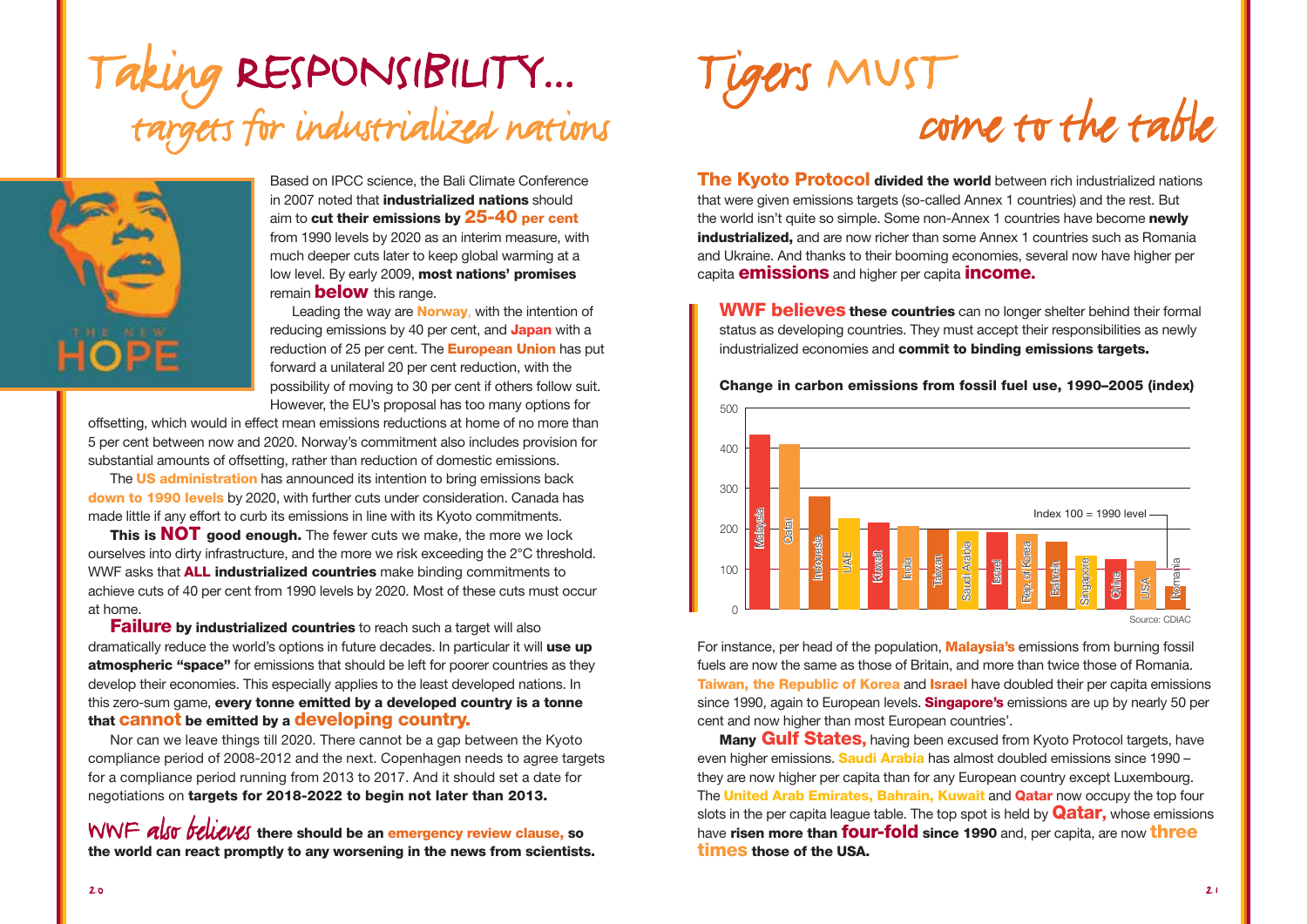# Taking RESPONSIBILITY... targets for industrialized nations

Based on IPCC science, the Bali Climate Conference in 2007 noted that **industrialized nations** should aim to **cut their emissions by 25-40 per cent** from 1990 levels by 2020 as an interim measure, with much deeper cuts later to keep global warming at a low level. By early 2009, **most nations' promises** remain **below** this range.

Leading the way are **Norway**, with the intention of reducing emissions by 40 per cent, and **Japan** with a reduction of 25 per cent. The **European Union** has put forward a unilateral 20 per cent reduction, with the possibility of moving to 30 per cent if others follow suit. However, the EU's proposal has too many options for offsetting, which would in effect mean emissions reductions at home of no more than 5 per cent between now and 2020. Norway's commitment also includes provision for substantial amounts of offsetting, rather than reduction of domestic emissions.

The **US administration** has announced its intention to bring emissions back **down to 1990 levels** by 2020, with further cuts under consideration. Canada has made little if any effort to curb its emissions in line with its Kyoto commitments.

**This is NOT good enough.** The fewer cuts we make, the more we lock ourselves into dirty infrastructure, and the more we risk exceeding the 2°C threshold. WWF asks that **ALL industrialized countries** make binding commitments to achieve cuts of 40 per cent from 1990 levels by 2020. Most of these cuts must occur at home.

**Failure by industrialized countries** to reach such a target will also dramatically reduce the world's options in future decades. In particular it will **use up atmospheric "space"** for emissions that should be left for poorer countries as they develop their economies. This especially applies to the least developed nations. In this zero-sum game, **every tonne emitted by a developed country is a tonne that cannot be emitted by a developing country.**

Nor can we leave things till 2020. There cannot be a gap between the Kyoto compliance period of 2008-2012 and the next. Copenhagen needs to agree targets for a compliance period running from 2013 to 2017. And it should set a date for negotiations on **targets for 2018-2022 to begin not later than 2013.**

WWF *also believes* **there should be an emergency review clause, so the world can react promptly to any worsening in the news from scientists.**

# Tigers MUST come to the table

**The Kyoto Protocol divided the world** between rich industrialized nations that were given emissions targets (so-called Annex 1 countries) and the rest. But the world isn't quite so simple. Some non-Annex 1 countries have become **newly industrialized,** and are now richer than some Annex 1 countries such as Romania and Ukraine. And thanks to their booming economies, several now have higher per capita **emissions** and higher per capita **income.**

**WWF believes these countries** can no longer shelter behind their formal status as developing countries. They must accept their responsibilities as newly industrialized economies and **commit to binding emissions targets.**

**Change in carbon emissions from fossil fuel use, 1990–2005 (index)**

| Country | Index (approx.) |
|---|---|
| Malaysia | 435 |
| Qatar | 410 |
| Indonesia | 280 |
| UAE | 225 |
| Kuwait | 215 |
| India | 205 |
| Taiwan | 200 |
| Saudi Arabia | 195 |
| Israel | 190 |
| Rep. of Korea | 185 |
| Bahrain | 165 |
| Singapore | 130 |
| China | 125 |
| USA | 120 |
| Romania | 55 |

Index 100 = 1990 level

Source: CDIAC

For instance, per head of the population, **Malaysia's** emissions from burning fossil fuels are now the same as those of Britain, and more than twice those of Romania. **Taiwan, the Republic of Korea** and **Israel** have doubled their per capita emissions since 1990, again to European levels. **Singapore's** emissions are up by nearly 50 per cent and now higher than most European countries'.

**Many Gulf States,** having been excused from Kyoto Protocol targets, have even higher emissions. **Saudi Arabia** has almost doubled emissions since 1990 – they are now higher per capita than for any European country except Luxembourg. The **United Arab Emirates, Bahrain, Kuwait** and **Qatar** now occupy the top four slots in the per capita league table. The top spot is held by **Qatar,** whose emissions have **risen more than four-fold since 1990** and, per capita, are now **three times those of the USA.**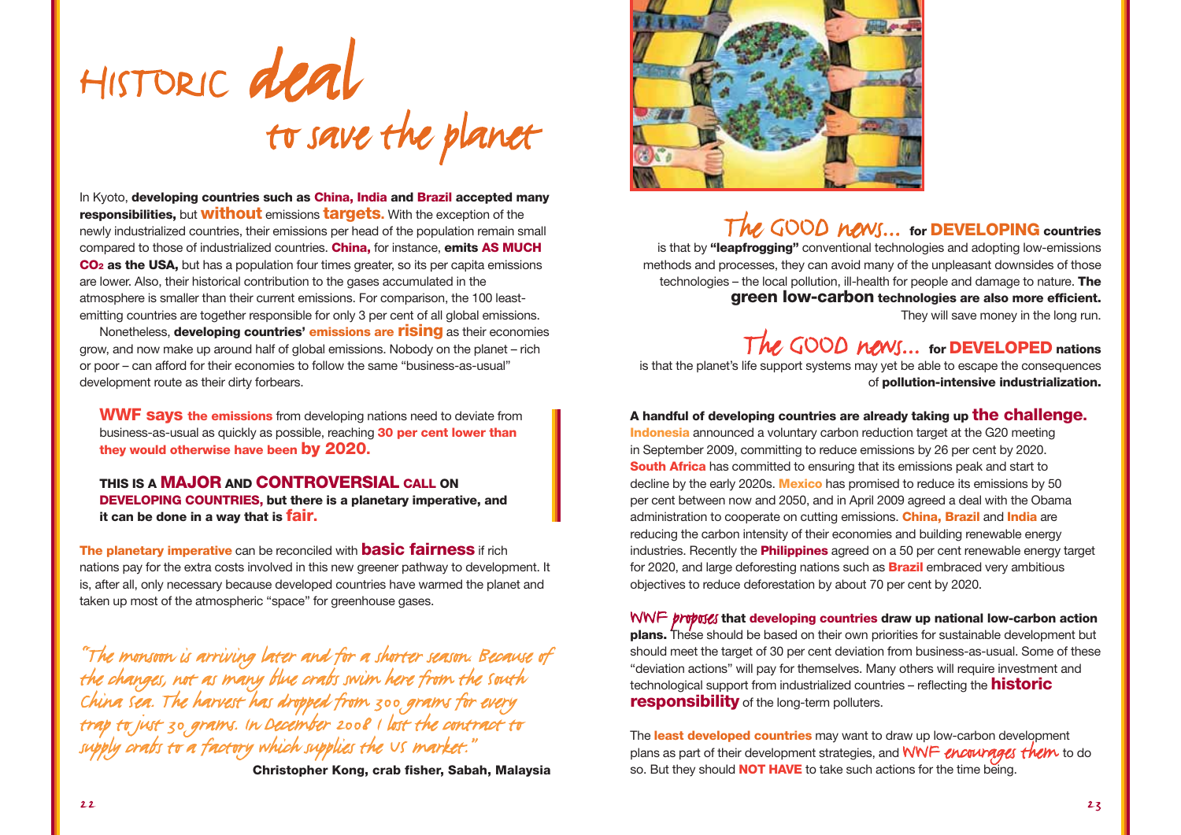# HISTORIC deal to save the planet

In Kyoto, **developing countries such as China, India and Brazil accepted many responsibilities,** but **without** emissions **targets.** With the exception of the newly industrialized countries, their emissions per head of the population remain small compared to those of industrialized countries. **China,** for instance, **emits AS MUCH $CO_2$ as the USA,** but has a population four times greater, so its per capita emissions are lower. Also, their historical contribution to the gases accumulated in the atmosphere is smaller than their current emissions. For comparison, the 100 least-emitting countries are together responsible for only 3 per cent of all global emissions.

Nonetheless, **developing countries' emissions are rising** as their economies grow, and now make up around half of global emissions. Nobody on the planet – rich or poor – can afford for their economies to follow the same "business-as-usual" development route as their dirty forbears.

**WWF says the emissions** from developing nations need to deviate from business-as-usual as quickly as possible, reaching **30 per cent lower than they would otherwise have been by 2020.**

**THIS IS A MAJOR AND CONTROVERSIAL CALL ON DEVELOPING COUNTRIES, but there is a planetary imperative, and it can be done in a way that is fair.**

**The planetary imperative** can be reconciled with **basic fairness** if rich nations pay for the extra costs involved in this new greener pathway to development. It is, after all, only necessary because developed countries have warmed the planet and taken up most of the atmospheric "space" for greenhouse gases.

*"The monsoon is arriving later and for a shorter season. Because of the changes, not as many blue crabs swim here from the South China Sea. The harvest has dropped from 300 grams for every trap to just 30 grams. In December 2008 I lost the contract to supply crabs to a factory which supplies the US market."*

**Christopher Kong, crab fisher, Sabah, Malaysia**

## The GOOD news... for DEVELOPING countries

is that by **"leapfrogging"** conventional technologies and adopting low-emissions methods and processes, they can avoid many of the unpleasant downsides of those technologies – the local pollution, ill-health for people and damage to nature. **The green low-carbon technologies are also more efficient.** They will save money in the long run.

## The GOOD news... for DEVELOPED nations

is that the planet's life support systems may yet be able to escape the consequences of **pollution-intensive industrialization.**

**A handful of developing countries are already taking up the challenge.**

**Indonesia** announced a voluntary carbon reduction target at the G20 meeting in September 2009, committing to reduce emissions by 26 per cent by 2020. **South Africa** has committed to ensuring that its emissions peak and start to decline by the early 2020s. **Mexico** has promised to reduce its emissions by 50 per cent between now and 2050, and in April 2009 agreed a deal with the Obama administration to cooperate on cutting emissions. **China, Brazil** and **India** are reducing the carbon intensity of their economies and building renewable energy industries. Recently the **Philippines** agreed on a 50 per cent renewable energy target for 2020, and large deforesting nations such as **Brazil** embraced very ambitious objectives to reduce deforestation by about 70 per cent by 2020.

**WWF *proposes* that developing countries draw up national low-carbon action plans.** These should be based on their own priorities for sustainable development but should meet the target of 30 per cent deviation from business-as-usual. Some of these "deviation actions" will pay for themselves. Many others will require investment and technological support from industrialized countries – reflecting the **historic responsibility** of the long-term polluters.

The **least developed countries** may want to draw up low-carbon development plans as part of their development strategies, and WWF *encourages them* to do so. But they should **NOT HAVE** to take such actions for the time being.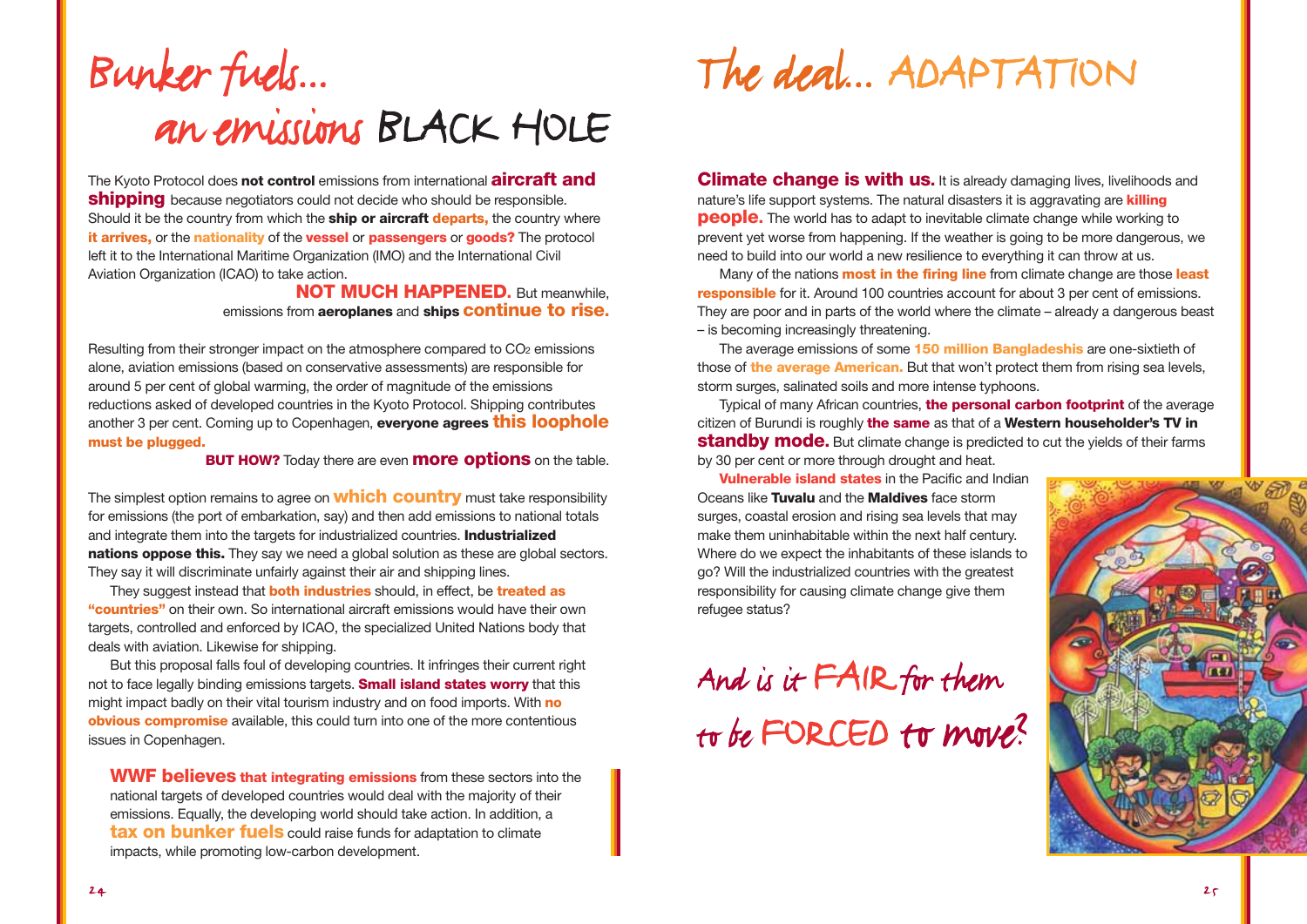# Bunker fuels… an emissions BLACK HOLE

The Kyoto Protocol does **not control** emissions from international **aircraft and shipping** because negotiators could not decide who should be responsible. Should it be the country from which the **ship or aircraft departs,** the country where **it arrives,** or the **nationality** of the **vessel** or **passengers** or **goods?** The protocol left it to the International Maritime Organization (IMO) and the International Civil Aviation Organization (ICAO) to take action.

**NOT MUCH HAPPENED.** But meanwhile, emissions from **aeroplanes** and **ships continue to rise.**

Resulting from their stronger impact on the atmosphere compared to $CO_2$ emissions alone, aviation emissions (based on conservative assessments) are responsible for around 5 per cent of global warming, the order of magnitude of the emissions reductions asked of developed countries in the Kyoto Protocol. Shipping contributes another 3 per cent. Coming up to Copenhagen, **everyone agrees this loophole must be plugged.**

**BUT HOW?** Today there are even **more options** on the table.

The simplest option remains to agree on **which country** must take responsibility for emissions (the port of embarkation, say) and then add emissions to national totals and integrate them into the targets for industrialized countries. **Industrialized nations oppose this.** They say we need a global solution as these are global sectors. They say it will discriminate unfairly against their air and shipping lines.

They suggest instead that **both industries** should, in effect, be **treated as "countries"** on their own. So international aircraft emissions would have their own targets, controlled and enforced by ICAO, the specialized United Nations body that deals with aviation. Likewise for shipping.

But this proposal falls foul of developing countries. It infringes their current right not to face legally binding emissions targets. **Small island states worry** that this might impact badly on their vital tourism industry and on food imports. With **no obvious compromise** available, this could turn into one of the more contentious issues in Copenhagen.

**WWF believes that integrating emissions** from these sectors into the national targets of developed countries would deal with the majority of their emissions. Equally, the developing world should take action. In addition, a **tax on bunker fuels** could raise funds for adaptation to climate impacts, while promoting low-carbon development.

# The deal… ADAPTATION

**Climate change is with us.** It is already damaging lives, livelihoods and nature's life support systems. The natural disasters it is aggravating are **killing people.** The world has to adapt to inevitable climate change while working to prevent yet worse from happening. If the weather is going to be more dangerous, we need to build into our world a new resilience to everything it can throw at us.

Many of the nations **most in the firing line** from climate change are those **least responsible** for it. Around 100 countries account for about 3 per cent of emissions. They are poor and in parts of the world where the climate – already a dangerous beast – is becoming increasingly threatening.

The average emissions of some **150 million Bangladeshis** are one-sixtieth of those of **the average American.** But that won't protect them from rising sea levels, storm surges, salinated soils and more intense typhoons.

Typical of many African countries, **the personal carbon footprint** of the average citizen of Burundi is roughly **the same** as that of a **Western householder's TV in standby mode.** But climate change is predicted to cut the yields of their farms by 30 per cent or more through drought and heat.

**Vulnerable island states** in the Pacific and Indian Oceans like **Tuvalu** and the **Maldives** face storm surges, coastal erosion and rising sea levels that may make them uninhabitable within the next half century. Where do we expect the inhabitants of these islands to go? Will the industrialized countries with the greatest responsibility for causing climate change give them refugee status?

*And is it FAIR for them to be FORCED to move?*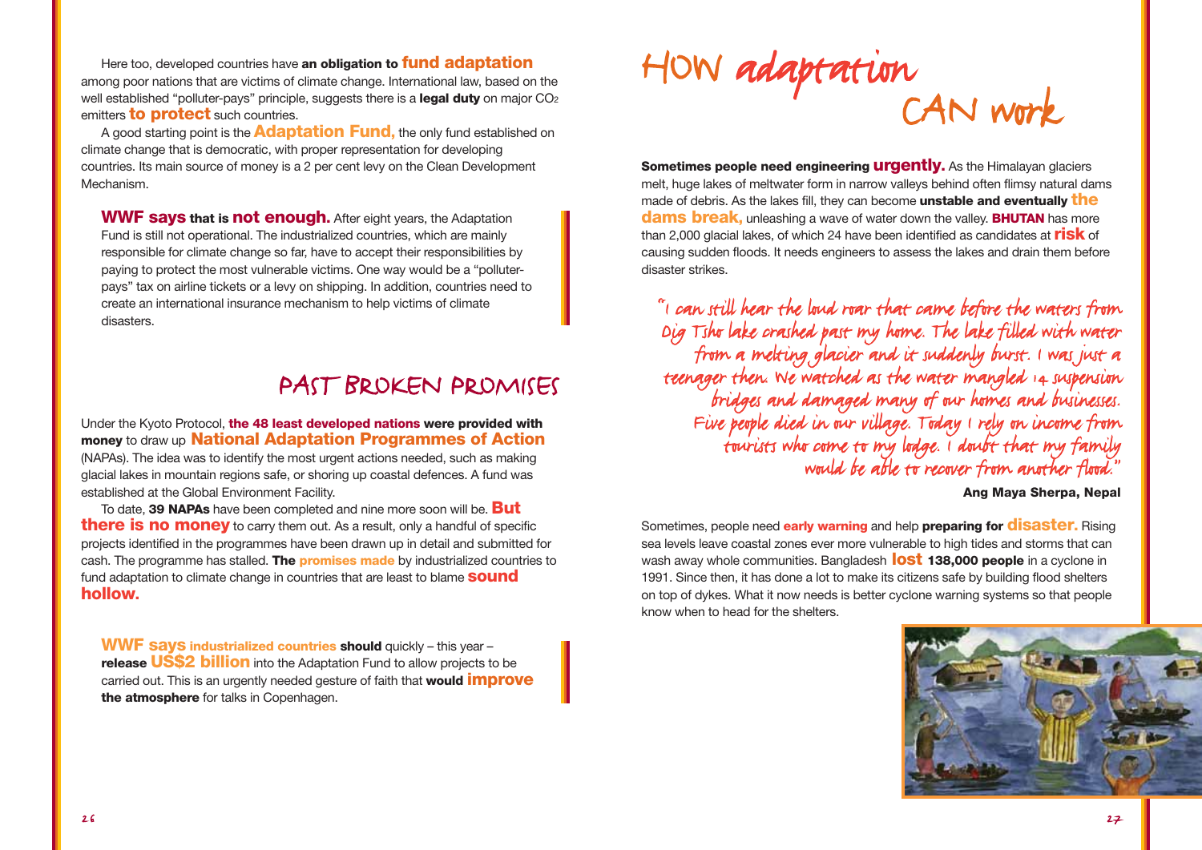Here too, developed countries have **an obligation to fund adaptation** among poor nations that are victims of climate change. International law, based on the well established "polluter-pays" principle, suggests there is a **legal duty** on major $CO_2$ emitters **to protect** such countries.

A good starting point is the **Adaptation Fund,** the only fund established on climate change that is democratic, with proper representation for developing countries. Its main source of money is a 2 per cent levy on the Clean Development Mechanism.

**WWF says that is not enough.** After eight years, the Adaptation Fund is still not operational. The industrialized countries, which are mainly responsible for climate change so far, have to accept their responsibilities by paying to protect the most vulnerable victims. One way would be a "polluter-pays" tax on airline tickets or a levy on shipping. In addition, countries need to create an international insurance mechanism to help victims of climate disasters.

## PAST BROKEN PROMISES

Under the Kyoto Protocol, **the 48 least developed nations were provided with money** to draw up **National Adaptation Programmes of Action** (NAPAs). The idea was to identify the most urgent actions needed, such as making glacial lakes in mountain regions safe, or shoring up coastal defences. A fund was established at the Global Environment Facility.

To date, **39 NAPAs** have been completed and nine more soon will be. **But there is no money** to carry them out. As a result, only a handful of specific projects identified in the programmes have been drawn up in detail and submitted for cash. The programme has stalled. **The promises made** by industrialized countries to fund adaptation to climate change in countries that are least to blame **sound hollow.**

**WWF says industrialized countries should** quickly – this year – **release US$2 billion** into the Adaptation Fund to allow projects to be carried out. This is an urgently needed gesture of faith that **would improve the atmosphere** for talks in Copenhagen.

# HOW adaptation CAN work

**Sometimes people need engineering urgently.** As the Himalayan glaciers melt, huge lakes of meltwater form in narrow valleys behind often flimsy natural dams made of debris. As the lakes fill, they can become **unstable and eventually the dams break,** unleashing a wave of water down the valley. **BHUTAN** has more than 2,000 glacial lakes, of which 24 have been identified as candidates at **risk** of causing sudden floods. It needs engineers to assess the lakes and drain them before disaster strikes.

*"I can still hear the loud roar that came before the waters from Dig Tsho lake crashed past my home. The lake filled with water from a melting glacier and it suddenly burst. I was just a teenager then. We watched as the water mangled 14 suspension bridges and damaged many of our homes and businesses. Five people died in our village. Today I rely on income from tourists who come to my lodge. I doubt that my family would be able to recover from another flood."*

**Ang Maya Sherpa, Nepal**

Sometimes, people need **early warning** and help **preparing for disaster.** Rising sea levels leave coastal zones ever more vulnerable to high tides and storms that can wash away whole communities. Bangladesh **lost 138,000 people** in a cyclone in 1991. Since then, it has done a lot to make its citizens safe by building flood shelters on top of dykes. What it now needs is better cyclone warning systems so that people know when to head for the shelters.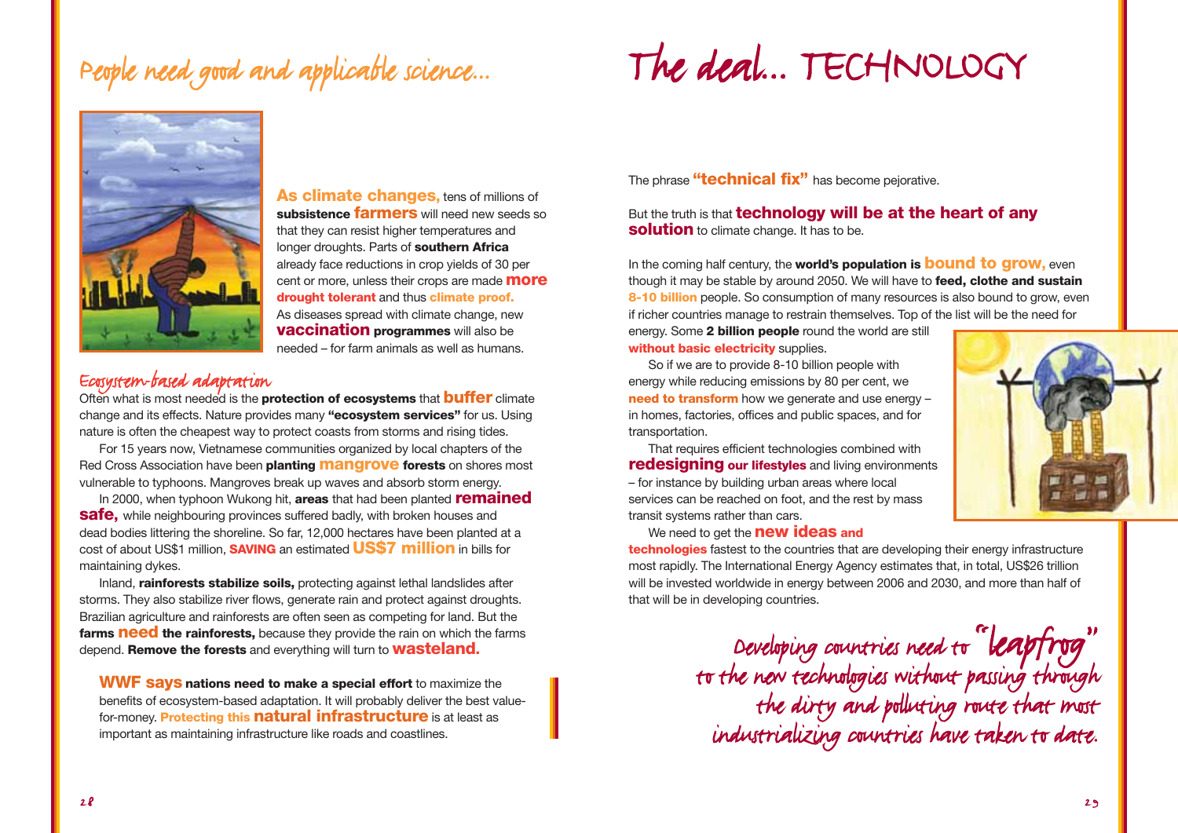# People need good and applicable science...

**As climate changes,** tens of millions of **subsistence farmers** will need new seeds so that they can resist higher temperatures and longer droughts. Parts of **southern Africa** already face reductions in crop yields of 30 per cent or more, unless their crops are made **more drought tolerant** and thus **climate proof.** As diseases spread with climate change, new **vaccination programmes** will also be needed – for farm animals as well as humans.

## Ecosystem-based adaptation

Often what is most needed is the **protection of ecosystems** that **buffer** climate change and its effects. Nature provides many **"ecosystem services"** for us. Using nature is often the cheapest way to protect coasts from storms and rising tides.

For 15 years now, Vietnamese communities organized by local chapters of the Red Cross Association have been **planting mangrove forests** on shores most vulnerable to typhoons. Mangroves break up waves and absorb storm energy.

In 2000, when typhoon Wukong hit, **areas** that had been planted **remained safe,** while neighbouring provinces suffered badly, with broken houses and dead bodies littering the shoreline. So far, 12,000 hectares have been planted at a cost of about US$1 million, **SAVING** an estimated **US$7 million** in bills for maintaining dykes.

Inland, **rainforests stabilize soils,** protecting against lethal landslides after storms. They also stabilize river flows, generate rain and protect against droughts. Brazilian agriculture and rainforests are often seen as competing for land. But the **farms need the rainforests,** because they provide the rain on which the farms depend. **Remove the forests** and everything will turn to **wasteland.**

**WWF says nations need to make a special effort** to maximize the benefits of ecosystem-based adaptation. It will probably deliver the best value-for-money. **Protecting this natural infrastructure** is at least as important as maintaining infrastructure like roads and coastlines.

# The deal... TECHNOLOGY

The phrase **"technical fix"** has become pejorative.

But the truth is that **technology will be at the heart of any solution** to climate change. It has to be.

In the coming half century, the **world's population is bound to grow,** even though it may be stable by around 2050. We will have to **feed, clothe and sustain 8-10 billion** people. So consumption of many resources is also bound to grow, even if richer countries manage to restrain themselves. Top of the list will be the need for energy. Some **2 billion people** round the world are still **without basic electricity** supplies.

So if we are to provide 8-10 billion people with energy while reducing emissions by 80 per cent, we **need to transform** how we generate and use energy – in homes, factories, offices and public spaces, and for transportation.

That requires efficient technologies combined with **redesigning our lifestyles** and living environments – for instance by building urban areas where local services can be reached on foot, and the rest by mass transit systems rather than cars.

We need to get the **new ideas and technologies** fastest to the countries that are developing their energy infrastructure most rapidly. The International Energy Agency estimates that, in total, US$26 trillion will be invested worldwide in energy between 2006 and 2030, and more than half of that will be in developing countries.

*Developing countries need to "leapfrog" to the new technologies without passing through the dirty and polluting route that most industrializing countries have taken to date.*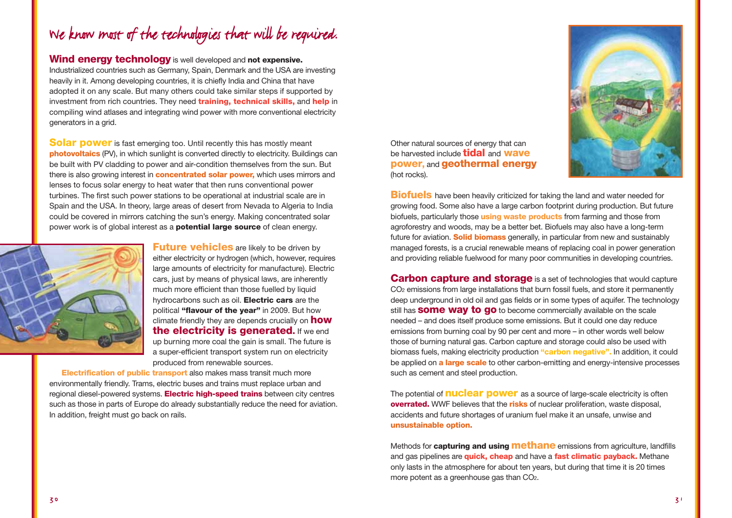# We know most of the technologies that will be required.

**Wind energy technology** is well developed and **not expensive.** Industrialized countries such as Germany, Spain, Denmark and the USA are investing heavily in it. Among developing countries, it is chiefly India and China that have adopted it on any scale. But many others could take similar steps if supported by investment from rich countries. They need **training, technical skills,** and **help** in compiling wind atlases and integrating wind power with more conventional electricity generators in a grid.

**Solar power** is fast emerging too. Until recently this has mostly meant **photovoltaics** (PV), in which sunlight is converted directly to electricity. Buildings can be built with PV cladding to power and air-condition themselves from the sun. But there is also growing interest in **concentrated solar power,** which uses mirrors and lenses to focus solar energy to heat water that then runs conventional power turbines. The first such power stations to be operational at industrial scale are in Spain and the USA. In theory, large areas of desert from Nevada to Algeria to India could be covered in mirrors catching the sun's energy. Making concentrated solar power work is of global interest as a **potential large source** of clean energy.

**Future vehicles** are likely to be driven by either electricity or hydrogen (which, however, requires large amounts of electricity for manufacture). Electric cars, just by means of physical laws, are inherently much more efficient than those fuelled by liquid hydrocarbons such as oil. **Electric cars** are the political **"flavour of the year"** in 2009. But how climate friendly they are depends crucially on **how the electricity is generated.** If we end up burning more coal the gain is small. The future is a super-efficient transport system run on electricity produced from renewable sources.

**Electrification of public transport** also makes mass transit much more environmentally friendly. Trams, electric buses and trains must replace urban and regional diesel-powered systems. **Electric high-speed trains** between city centres such as those in parts of Europe do already substantially reduce the need for aviation. In addition, freight must go back on rails.

Other natural sources of energy that can be harvested include **tidal** and **wave power,** and **geothermal energy** (hot rocks).

**Biofuels** have been heavily criticized for taking the land and water needed for growing food. Some also have a large carbon footprint during production. But future biofuels, particularly those **using waste products** from farming and those from agroforestry and woods, may be a better bet. Biofuels may also have a long-term future for aviation. **Solid biomass** generally, in particular from new and sustainably managed forests, is a crucial renewable means of replacing coal in power generation and providing reliable fuelwood for many poor communities in developing countries.

**Carbon capture and storage** is a set of technologies that would capture $CO_2$ emissions from large installations that burn fossil fuels, and store it permanently deep underground in old oil and gas fields or in some types of aquifer. The technology still has **some way to go** to become commercially available on the scale needed – and does itself produce some emissions. But it could one day reduce emissions from burning coal by 90 per cent and more – in other words well below those of burning natural gas. Carbon capture and storage could also be used with biomass fuels, making electricity production **"carbon negative".** In addition, it could be applied on **a large scale** to other carbon-emitting and energy-intensive processes such as cement and steel production.

The potential of **nuclear power** as a source of large-scale electricity is often **overrated.** WWF believes that the **risks** of nuclear proliferation, waste disposal, accidents and future shortages of uranium fuel make it an unsafe, unwise and **unsustainable option.**

Methods for **capturing and using methane** emissions from agriculture, landfills and gas pipelines are **quick, cheap** and have a **fast climatic payback.** Methane only lasts in the atmosphere for about ten years, but during that time it is 20 times more potent as a greenhouse gas than $CO_2$.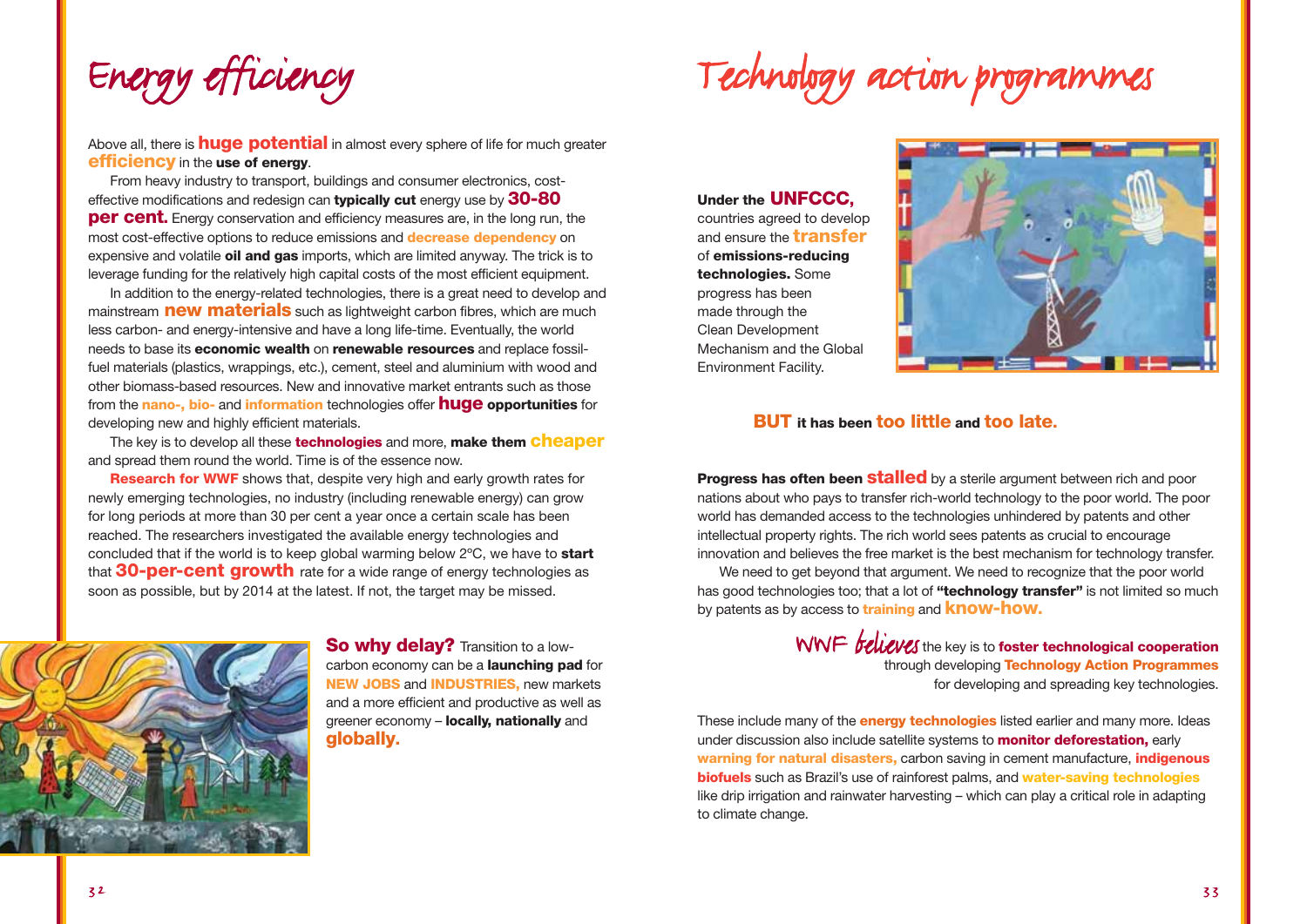# Energy efficiency

Above all, there is **huge potential** in almost every sphere of life for much greater **efficiency** in the **use of energy**.

From heavy industry to transport, buildings and consumer electronics, cost-effective modifications and redesign can **typically cut** energy use by **30-80 per cent.** Energy conservation and efficiency measures are, in the long run, the most cost-effective options to reduce emissions and **decrease dependency** on expensive and volatile **oil and gas** imports, which are limited anyway. The trick is to leverage funding for the relatively high capital costs of the most efficient equipment.

In addition to the energy-related technologies, there is a great need to develop and mainstream **new materials** such as lightweight carbon fibres, which are much less carbon- and energy-intensive and have a long life-time. Eventually, the world needs to base its **economic wealth** on **renewable resources** and replace fossil-fuel materials (plastics, wrappings, etc.), cement, steel and aluminium with wood and other biomass-based resources. New and innovative market entrants such as those from the **nano-, bio-** and **information** technologies offer **huge opportunities** for developing new and highly efficient materials.

The key is to develop all these **technologies** and more, **make them cheaper** and spread them round the world. Time is of the essence now.

**Research for WWF** shows that, despite very high and early growth rates for newly emerging technologies, no industry (including renewable energy) can grow for long periods at more than 30 per cent a year once a certain scale has been reached. The researchers investigated the available energy technologies and concluded that if the world is to keep global warming below 2°C, we have to **start** that **30-per-cent growth** rate for a wide range of energy technologies as soon as possible, but by 2014 at the latest. If not, the target may be missed.

**So why delay?** Transition to a low-carbon economy can be a **launching pad** for **NEW JOBS** and **INDUSTRIES,** new markets and a more efficient and productive as well as greener economy – **locally, nationally** and **globally.**

# Technology action programmes

**Under the UNFCCC,** countries agreed to develop and ensure the **transfer** of **emissions-reducing technologies.** Some progress has been made through the Clean Development Mechanism and the Global Environment Facility.

**BUT it has been too little and too late.**

**Progress has often been stalled** by a sterile argument between rich and poor nations about who pays to transfer rich-world technology to the poor world. The poor world has demanded access to the technologies unhindered by patents and other intellectual property rights. The rich world sees patents as crucial to encourage innovation and believes the free market is the best mechanism for technology transfer.

We need to get beyond that argument. We need to recognize that the poor world has good technologies too; that a lot of **"technology transfer"** is not limited so much by patents as by access to **training** and **know-how.**

WWF *believes* the key is to **foster technological cooperation** through developing **Technology Action Programmes** for developing and spreading key technologies.

These include many of the **energy technologies** listed earlier and many more. Ideas under discussion also include satellite systems to **monitor deforestation,** early **warning for natural disasters,** carbon saving in cement manufacture, **indigenous biofuels** such as Brazil's use of rainforest palms, and **water-saving technologies** like drip irrigation and rainwater harvesting – which can play a critical role in adapting to climate change.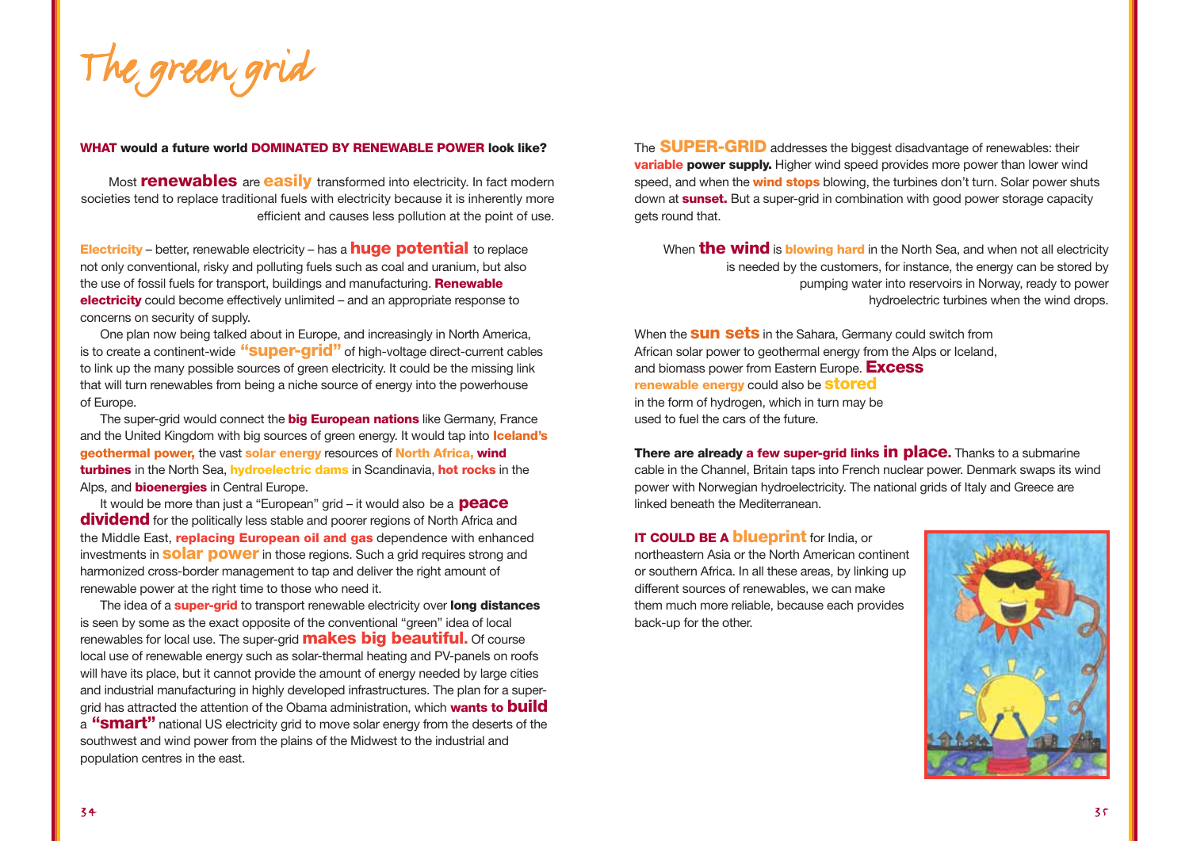# The green grid

**WHAT would a future world DOMINATED BY RENEWABLE POWER look like?**

Most **renewables** are **easily** transformed into electricity. In fact modern societies tend to replace traditional fuels with electricity because it is inherently more efficient and causes less pollution at the point of use.

**Electricity** – better, renewable electricity – has a **huge potential** to replace not only conventional, risky and polluting fuels such as coal and uranium, but also the use of fossil fuels for transport, buildings and manufacturing. **Renewable electricity** could become effectively unlimited – and an appropriate response to concerns on security of supply.

One plan now being talked about in Europe, and increasingly in North America, is to create a continent-wide **"super-grid"** of high-voltage direct-current cables to link up the many possible sources of green electricity. It could be the missing link that will turn renewables from being a niche source of energy into the powerhouse of Europe.

The super-grid would connect the **big European nations** like Germany, France and the United Kingdom with big sources of green energy. It would tap into **Iceland's geothermal power,** the vast **solar energy** resources of **North Africa, wind turbines** in the North Sea, **hydroelectric dams** in Scandinavia, **hot rocks** in the Alps, and **bioenergies** in Central Europe.

It would be more than just a "European" grid – it would also be a **peace dividend** for the politically less stable and poorer regions of North Africa and the Middle East, **replacing European oil and gas** dependence with enhanced investments in **solar power** in those regions. Such a grid requires strong and harmonized cross-border management to tap and deliver the right amount of renewable power at the right time to those who need it.

The idea of a **super-grid** to transport renewable electricity over **long distances** is seen by some as the exact opposite of the conventional "green" idea of local renewables for local use. The super-grid **makes big beautiful.** Of course local use of renewable energy such as solar-thermal heating and PV-panels on roofs will have its place, but it cannot provide the amount of energy needed by large cities and industrial manufacturing in highly developed infrastructures. The plan for a super-grid has attracted the attention of the Obama administration, which **wants to build** a **"smart"** national US electricity grid to move solar energy from the deserts of the southwest and wind power from the plains of the Midwest to the industrial and population centres in the east.

The **SUPER-GRID** addresses the biggest disadvantage of renewables: their **variable power supply.** Higher wind speed provides more power than lower wind speed, and when the **wind stops** blowing, the turbines don't turn. Solar power shuts down at **sunset.** But a super-grid in combination with good power storage capacity gets round that.

When **the wind** is **blowing hard** in the North Sea, and when not all electricity is needed by the customers, for instance, the energy can be stored by pumping water into reservoirs in Norway, ready to power hydroelectric turbines when the wind drops.

When the **sun sets** in the Sahara, Germany could switch from African solar power to geothermal energy from the Alps or Iceland, and biomass power from Eastern Europe. **Excess renewable energy** could also be **stored** in the form of hydrogen, which in turn may be used to fuel the cars of the future.

**There are already a few super-grid links in place.** Thanks to a submarine cable in the Channel, Britain taps into French nuclear power. Denmark swaps its wind power with Norwegian hydroelectricity. The national grids of Italy and Greece are linked beneath the Mediterranean.

**IT COULD BE A blueprint** for India, or northeastern Asia or the North American continent or southern Africa. In all these areas, by linking up different sources of renewables, we can make them much more reliable, because each provides back-up for the other.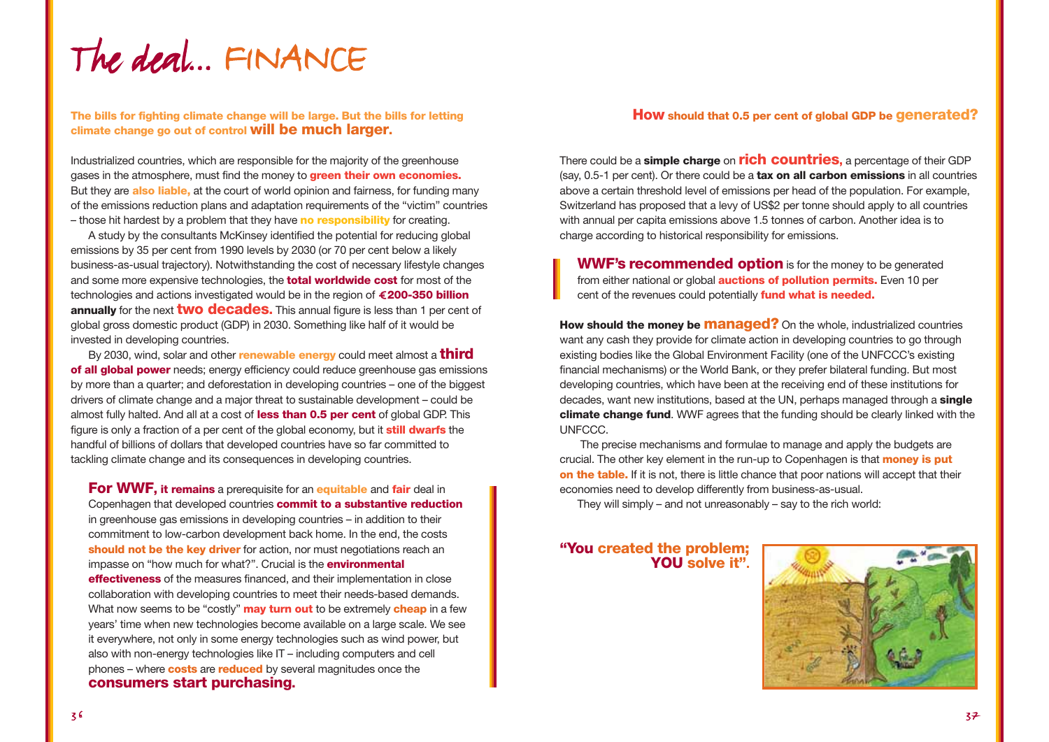# The deal... FINANCE

**The bills for fighting climate change will be large. But the bills for letting climate change go out of control will be much larger.**

Industrialized countries, which are responsible for the majority of the greenhouse gases in the atmosphere, must find the money to **green their own economies.** But they are **also liable,** at the court of world opinion and fairness, for funding many of the emissions reduction plans and adaptation requirements of the "victim" countries – those hit hardest by a problem that they have **no responsibility** for creating.

A study by the consultants McKinsey identified the potential for reducing global emissions by 35 per cent from 1990 levels by 2030 (or 70 per cent below a likely business-as-usual trajectory). Notwithstanding the cost of necessary lifestyle changes and some more expensive technologies, the **total worldwide cost** for most of the technologies and actions investigated would be in the region of **€200-350 billion annually** for the next **two decades.** This annual figure is less than 1 per cent of global gross domestic product (GDP) in 2030. Something like half of it would be invested in developing countries.

By 2030, wind, solar and other **renewable energy** could meet almost a **third of all global power** needs; energy efficiency could reduce greenhouse gas emissions by more than a quarter; and deforestation in developing countries – one of the biggest drivers of climate change and a major threat to sustainable development – could be almost fully halted. And all at a cost of **less than 0.5 per cent** of global GDP. This figure is only a fraction of a per cent of the global economy, but it **still dwarfs** the handful of billions of dollars that developed countries have so far committed to tackling climate change and its consequences in developing countries.

> **For WWF, it remains** a prerequisite for an **equitable** and **fair** deal in Copenhagen that developed countries **commit to a substantive reduction** in greenhouse gas emissions in developing countries – in addition to their commitment to low-carbon development back home. In the end, the costs **should not be the key driver** for action, nor must negotiations reach an impasse on "how much for what?". Crucial is the **environmental effectiveness** of the measures financed, and their implementation in close collaboration with developing countries to meet their needs-based demands. What now seems to be "costly" **may turn out** to be extremely **cheap** in a few years' time when new technologies become available on a large scale. We see it everywhere, not only in some energy technologies such as wind power, but also with non-energy technologies like IT – including computers and cell phones – where **costs** are **reduced** by several magnitudes once the **consumers start purchasing.**

## How should that 0.5 per cent of global GDP be generated?

There could be a **simple charge** on **rich countries,** a percentage of their GDP (say, 0.5-1 per cent). Or there could be a **tax on all carbon emissions** in all countries above a certain threshold level of emissions per head of the population. For example, Switzerland has proposed that a levy of US$2 per tonne should apply to all countries with annual per capita emissions above 1.5 tonnes of carbon. Another idea is to charge according to historical responsibility for emissions.

> **WWF's recommended option** is for the money to be generated from either national or global **auctions of pollution permits.** Even 10 per cent of the revenues could potentially **fund what is needed.**

**How should the money be managed?** On the whole, industrialized countries want any cash they provide for climate action in developing countries to go through existing bodies like the Global Environment Facility (one of the UNFCCC's existing financial mechanisms) or the World Bank, or they prefer bilateral funding. But most developing countries, which have been at the receiving end of these institutions for decades, want new institutions, based at the UN, perhaps managed through a **single climate change fund**. WWF agrees that the funding should be clearly linked with the UNFCCC.

The precise mechanisms and formulae to manage and apply the budgets are crucial. The other key element in the run-up to Copenhagen is that **money is put on the table.** If it is not, there is little chance that poor nations will accept that their economies need to develop differently from business-as-usual.

They will simply – and not unreasonably – say to the rich world:

**"You created the problem; YOU solve it".**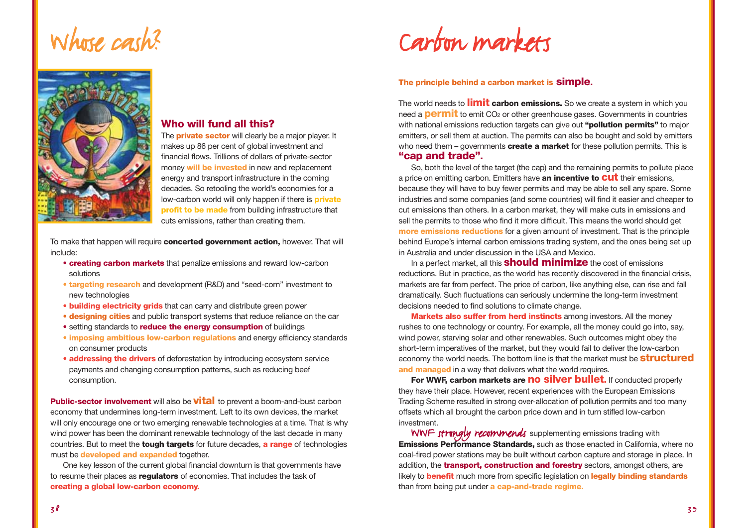# Whose cash?

## Who will fund all this?

The **private sector** will clearly be a major player. It makes up 86 per cent of global investment and financial flows. Trillions of dollars of private-sector money **will be invested** in new and replacement energy and transport infrastructure in the coming decades. So retooling the world's economies for a low-carbon world will only happen if there is **private profit to be made** from building infrastructure that cuts emissions, rather than creating them.

To make that happen will require **concerted government action,** however. That will include:

- **creating carbon markets** that penalize emissions and reward low-carbon solutions
- **targeting research** and development (R&D) and "seed-corn" investment to new technologies
- **building electricity grids** that can carry and distribute green power
- **designing cities** and public transport systems that reduce reliance on the car
- setting standards to **reduce the energy consumption** of buildings
- **imposing ambitious low-carbon regulations** and energy efficiency standards on consumer products
- **addressing the drivers** of deforestation by introducing ecosystem service payments and changing consumption patterns, such as reducing beef consumption.

**Public-sector involvement** will also be **vital** to prevent a boom-and-bust carbon economy that undermines long-term investment. Left to its own devices, the market will only encourage one or two emerging renewable technologies at a time. That is why wind power has been the dominant renewable technology of the last decade in many countries. But to meet the **tough targets** for future decades, **a range** of technologies must be **developed and expanded** together.

One key lesson of the current global financial downturn is that governments have to resume their places as **regulators** of economies. That includes the task of **creating a global low-carbon economy.**

# Carbon markets

**The principle behind a carbon market is simple.**

The world needs to **limit carbon emissions.** So we create a system in which you need a **permit** to emit $CO_2$ or other greenhouse gases. Governments in countries with national emissions reduction targets can give out **"pollution permits"** to major emitters, or sell them at auction. The permits can also be bought and sold by emitters who need them – governments **create a market** for these pollution permits. This is **"cap and trade".**

So, both the level of the target (the cap) and the remaining permits to pollute place a price on emitting carbon. Emitters have **an incentive to cut** their emissions, because they will have to buy fewer permits and may be able to sell any spare. Some industries and some companies (and some countries) will find it easier and cheaper to cut emissions than others. In a carbon market, they will make cuts in emissions and sell the permits to those who find it more difficult. This means the world should get **more emissions reductions** for a given amount of investment. That is the principle behind Europe's internal carbon emissions trading system, and the ones being set up in Australia and under discussion in the USA and Mexico.

In a perfect market, all this **should minimize** the cost of emissions reductions. But in practice, as the world has recently discovered in the financial crisis, markets are far from perfect. The price of carbon, like anything else, can rise and fall dramatically. Such fluctuations can seriously undermine the long-term investment decisions needed to find solutions to climate change.

**Markets also suffer from herd instincts** among investors. All the money rushes to one technology or country. For example, all the money could go into, say, wind power, starving solar and other renewables. Such outcomes might obey the short-term imperatives of the market, but they would fail to deliver the low-carbon economy the world needs. The bottom line is that the market must be **structured and managed** in a way that delivers what the world requires.

**For WWF, carbon markets are no silver bullet.** If conducted properly they have their place. However, recent experiences with the European Emissions Trading Scheme resulted in strong over-allocation of pollution permits and too many offsets which all brought the carbon price down and in turn stifled low-carbon investment.

WWF *strongly recommends* supplementing emissions trading with **Emissions Performance Standards,** such as those enacted in California, where no coal-fired power stations may be built without carbon capture and storage in place. In addition, the **transport, construction and forestry** sectors, amongst others, are likely to **benefit** much more from specific legislation on **legally binding standards** than from being put under **a cap-and-trade regime.**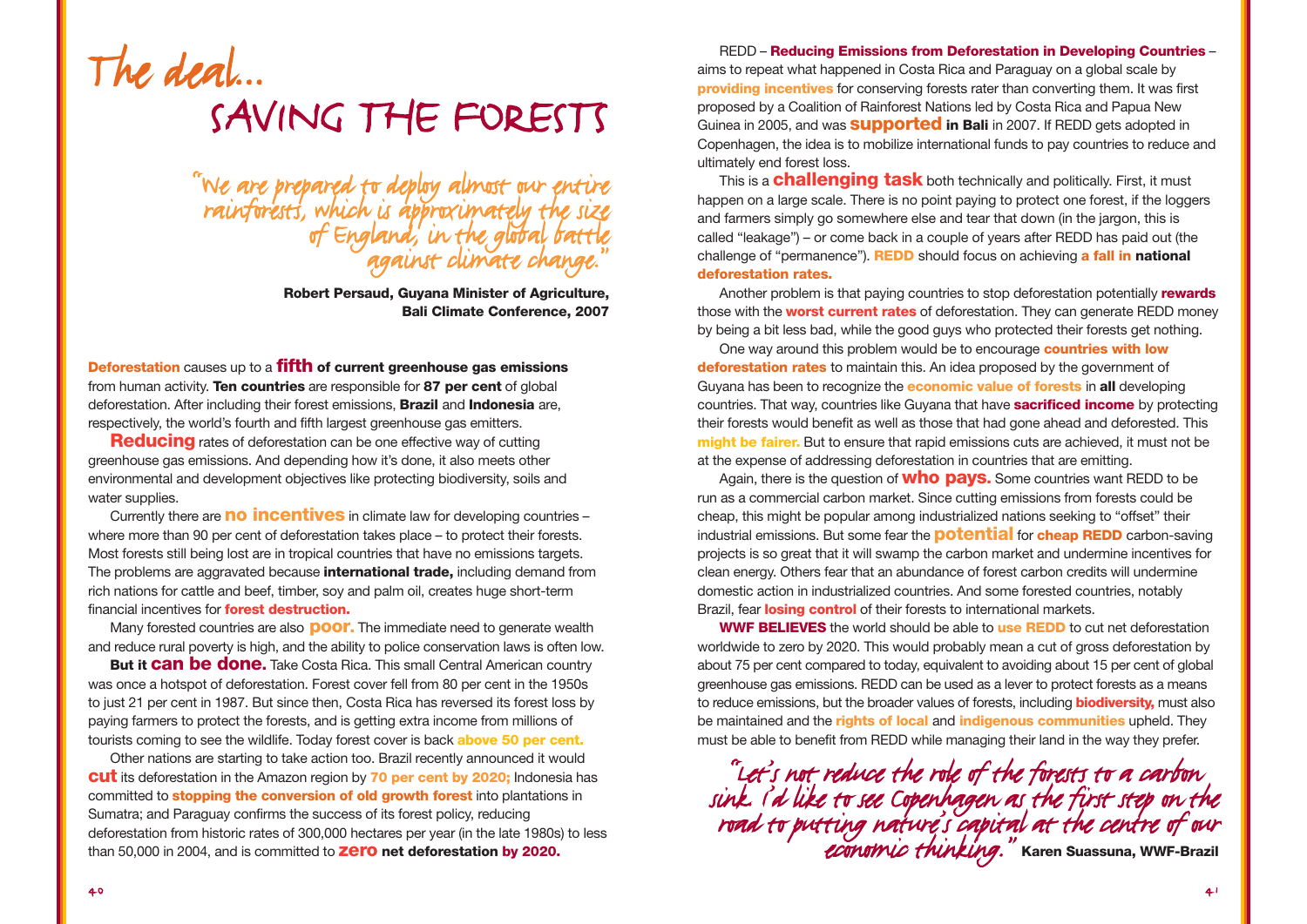# The deal...

# SAVING THE FORESTS

> "We are prepared to deploy almost our entire rainforests, which is approximately the size of England, in the global battle against climate change."
>
> **Robert Persaud, Guyana Minister of Agriculture, Bali Climate Conference, 2007**

**Deforestation** causes up to a **fifth of current greenhouse gas emissions** from human activity. **Ten countries** are responsible for **87 per cent** of global deforestation. After including their forest emissions, **Brazil** and **Indonesia** are, respectively, the world's fourth and fifth largest greenhouse gas emitters.

**Reducing** rates of deforestation can be one effective way of cutting greenhouse gas emissions. And depending how it's done, it also meets other environmental and development objectives like protecting biodiversity, soils and water supplies.

Currently there are **no incentives** in climate law for developing countries – where more than 90 per cent of deforestation takes place – to protect their forests. Most forests still being lost are in tropical countries that have no emissions targets. The problems are aggravated because **international trade,** including demand from rich nations for cattle and beef, timber, soy and palm oil, creates huge short-term financial incentives for **forest destruction.**

Many forested countries are also **poor.** The immediate need to generate wealth and reduce rural poverty is high, and the ability to police conservation laws is often low.

**But it can be done.** Take Costa Rica. This small Central American country was once a hotspot of deforestation. Forest cover fell from 80 per cent in the 1950s to just 21 per cent in 1987. But since then, Costa Rica has reversed its forest loss by paying farmers to protect the forests, and is getting extra income from millions of tourists coming to see the wildlife. Today forest cover is back **above 50 per cent.**

Other nations are starting to take action too. Brazil recently announced it would **cut** its deforestation in the Amazon region by **70 per cent by 2020;** Indonesia has committed to **stopping the conversion of old growth forest** into plantations in Sumatra; and Paraguay confirms the success of its forest policy, reducing deforestation from historic rates of 300,000 hectares per year (in the late 1980s) to less than 50,000 in 2004, and is committed to **zero net deforestation by 2020.**

REDD – **Reducing Emissions from Deforestation in Developing Countries** – aims to repeat what happened in Costa Rica and Paraguay on a global scale by **providing incentives** for conserving forests rater than converting them. It was first proposed by a Coalition of Rainforest Nations led by Costa Rica and Papua New Guinea in 2005, and was **supported in Bali** in 2007. If REDD gets adopted in Copenhagen, the idea is to mobilize international funds to pay countries to reduce and ultimately end forest loss.

This is a **challenging task** both technically and politically. First, it must happen on a large scale. There is no point paying to protect one forest, if the loggers and farmers simply go somewhere else and tear that down (in the jargon, this is called "leakage") – or come back in a couple of years after REDD has paid out (the challenge of "permanence"). **REDD** should focus on achieving **a fall in national deforestation rates.**

Another problem is that paying countries to stop deforestation potentially **rewards** those with the **worst current rates** of deforestation. They can generate REDD money by being a bit less bad, while the good guys who protected their forests get nothing.

One way around this problem would be to encourage **countries with low deforestation rates** to maintain this. An idea proposed by the government of Guyana has been to recognize the **economic value of forests** in **all** developing countries. That way, countries like Guyana that have **sacrificed income** by protecting their forests would benefit as well as those that had gone ahead and deforested. This **might be fairer.** But to ensure that rapid emissions cuts are achieved, it must not be at the expense of addressing deforestation in countries that are emitting.

Again, there is the question of **who pays.** Some countries want REDD to be run as a commercial carbon market. Since cutting emissions from forests could be cheap, this might be popular among industrialized nations seeking to "offset" their industrial emissions. But some fear the **potential** for **cheap REDD** carbon-saving projects is so great that it will swamp the carbon market and undermine incentives for clean energy. Others fear that an abundance of forest carbon credits will undermine domestic action in industrialized countries. And some forested countries, notably Brazil, fear **losing control** of their forests to international markets.

**WWF BELIEVES** the world should be able to **use REDD** to cut net deforestation worldwide to zero by 2020. This would probably mean a cut of gross deforestation by about 75 per cent compared to today, equivalent to avoiding about 15 per cent of global greenhouse gas emissions. REDD can be used as a lever to protect forests as a means to reduce emissions, but the broader values of forests, including **biodiversity,** must also be maintained and the **rights of local** and **indigenous communities** upheld. They must be able to benefit from REDD while managing their land in the way they prefer.

> "Let's not reduce the role of the forests to a carbon sink. I'd like to see Copenhagen as the first step on the road to putting nature's capital at the centre of our economic thinking." **Karen Suassuna, WWF-Brazil**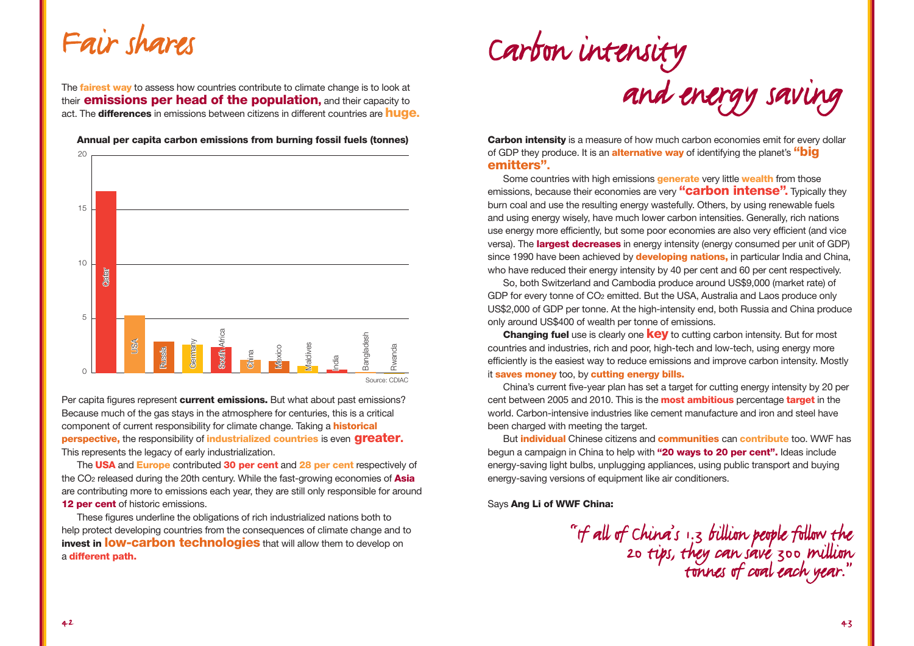# Fair shares

The **fairest way** to assess how countries contribute to climate change is to look at their **emissions per head of the population,** and their capacity to act. The **differences** in emissions between citizens in different countries are **huge.**

**Annual per capita carbon emissions from burning fossil fuels (tonnes)**

Qatar, USA, Russia, Germany, South Africa, China, Mexico, Maldives, India, Bangladesh, Rwanda

Source: CDIAC

Per capita figures represent **current emissions.** But what about past emissions? Because much of the gas stays in the atmosphere for centuries, this is a critical component of current responsibility for climate change. Taking a **historical perspective,** the responsibility of **industrialized countries** is even **greater.** This represents the legacy of early industrialization.

The **USA** and **Europe** contributed **30 per cent** and **28 per cent** respectively of the $CO_2$ released during the 20th century. While the fast-growing economies of **Asia** are contributing more to emissions each year, they are still only responsible for around **12 per cent** of historic emissions.

These figures underline the obligations of rich industrialized nations both to help protect developing countries from the consequences of climate change and to **invest in low-carbon technologies** that will allow them to develop on a **different path.**

# Carbon intensity and energy saving

**Carbon intensity** is a measure of how much carbon economies emit for every dollar of GDP they produce. It is an **alternative way** of identifying the planet's **"big emitters".**

Some countries with high emissions **generate** very little **wealth** from those emissions, because their economies are very **"carbon intense".** Typically they burn coal and use the resulting energy wastefully. Others, by using renewable fuels and using energy wisely, have much lower carbon intensities. Generally, rich nations use energy more efficiently, but some poor economies are also very efficient (and vice versa). The **largest decreases** in energy intensity (energy consumed per unit of GDP) since 1990 have been achieved by **developing nations,** in particular India and China, who have reduced their energy intensity by 40 per cent and 60 per cent respectively.

So, both Switzerland and Cambodia produce around US$9,000 (market rate) of GDP for every tonne of $CO_2$ emitted. But the USA, Australia and Laos produce only US$2,000 of GDP per tonne. At the high-intensity end, both Russia and China produce only around US$400 of wealth per tonne of emissions.

**Changing fuel** use is clearly one **key** to cutting carbon intensity. But for most countries and industries, rich and poor, high-tech and low-tech, using energy more efficiently is the easiest way to reduce emissions and improve carbon intensity. Mostly it **saves money** too, by **cutting energy bills.**

China's current five-year plan has set a target for cutting energy intensity by 20 per cent between 2005 and 2010. This is the **most ambitious** percentage **target** in the world. Carbon-intensive industries like cement manufacture and iron and steel have been charged with meeting the target.

But **individual** Chinese citizens and **communities** can **contribute** too. WWF has begun a campaign in China to help with **"20 ways to 20 per cent".** Ideas include energy-saving light bulbs, unplugging appliances, using public transport and buying energy-saving versions of equipment like air conditioners.

Says **Ang Li of WWF China:**

*"If all of China's 1.3 billion people follow the 20 tips, they can save 300 million tonnes of coal each year."*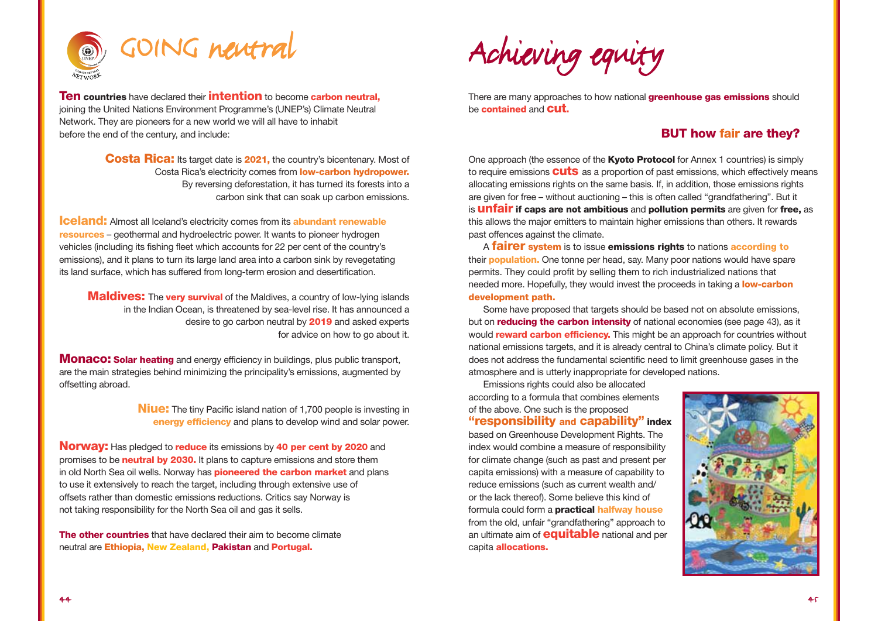# GOING neutral

**Ten countries** have declared their **intention** to become **carbon neutral,** joining the United Nations Environment Programme's (UNEP's) Climate Neutral Network. They are pioneers for a new world we will all have to inhabit before the end of the century, and include:

**Costa Rica:** Its target date is **2021,** the country's bicentenary. Most of Costa Rica's electricity comes from **low-carbon hydropower.** By reversing deforestation, it has turned its forests into a carbon sink that can soak up carbon emissions.

**Iceland:** Almost all Iceland's electricity comes from its **abundant renewable resources** – geothermal and hydroelectric power. It wants to pioneer hydrogen vehicles (including its fishing fleet which accounts for 22 per cent of the country's emissions), and it plans to turn its large land area into a carbon sink by revegetating its land surface, which has suffered from long-term erosion and desertification.

**Maldives:** The **very survival** of the Maldives, a country of low-lying islands in the Indian Ocean, is threatened by sea-level rise. It has announced a desire to go carbon neutral by **2019** and asked experts for advice on how to go about it.

**Monaco:** **Solar heating** and energy efficiency in buildings, plus public transport, are the main strategies behind minimizing the principality's emissions, augmented by offsetting abroad.

**Niue:** The tiny Pacific island nation of 1,700 people is investing in **energy efficiency** and plans to develop wind and solar power.

**Norway:** Has pledged to **reduce** its emissions by **40 per cent by 2020** and promises to be **neutral by 2030.** It plans to capture emissions and store them in old North Sea oil wells. Norway has **pioneered the carbon market** and plans to use it extensively to reach the target, including through extensive use of offsets rather than domestic emissions reductions. Critics say Norway is not taking responsibility for the North Sea oil and gas it sells.

**The other countries** that have declared their aim to become climate neutral are **Ethiopia, New Zealand, Pakistan** and **Portugal.**

# Achieving equity

There are many approaches to how national **greenhouse gas emissions** should be **contained** and **cut.**

## BUT how fair are they?

One approach (the essence of the **Kyoto Protocol** for Annex 1 countries) is simply to require emissions **cuts** as a proportion of past emissions, which effectively means allocating emissions rights on the same basis. If, in addition, those emissions rights are given for free – without auctioning – this is often called "grandfathering". But it is **unfair if caps are not ambitious** and **pollution permits** are given for **free,** as this allows the major emitters to maintain higher emissions than others. It rewards past offences against the climate.

A **fairer system** is to issue **emissions rights** to nations **according to** their **population.** One tonne per head, say. Many poor nations would have spare permits. They could profit by selling them to rich industrialized nations that needed more. Hopefully, they would invest the proceeds in taking a **low-carbon development path.**

Some have proposed that targets should be based not on absolute emissions, but on **reducing the carbon intensity** of national economies (see page 43), as it would **reward carbon efficiency.** This might be an approach for countries without national emissions targets, and it is already central to China's climate policy. But it does not address the fundamental scientific need to limit greenhouse gases in the atmosphere and is utterly inappropriate for developed nations.

Emissions rights could also be allocated according to a formula that combines elements of the above. One such is the proposed **"responsibility and capability" index** based on Greenhouse Development Rights. The index would combine a measure of responsibility for climate change (such as past and present per capita emissions) with a measure of capability to reduce emissions (such as current wealth and/or the lack thereof). Some believe this kind of formula could form a **practical halfway house** from the old, unfair "grandfathering" approach to an ultimate aim of **equitable** national and per capita **allocations.**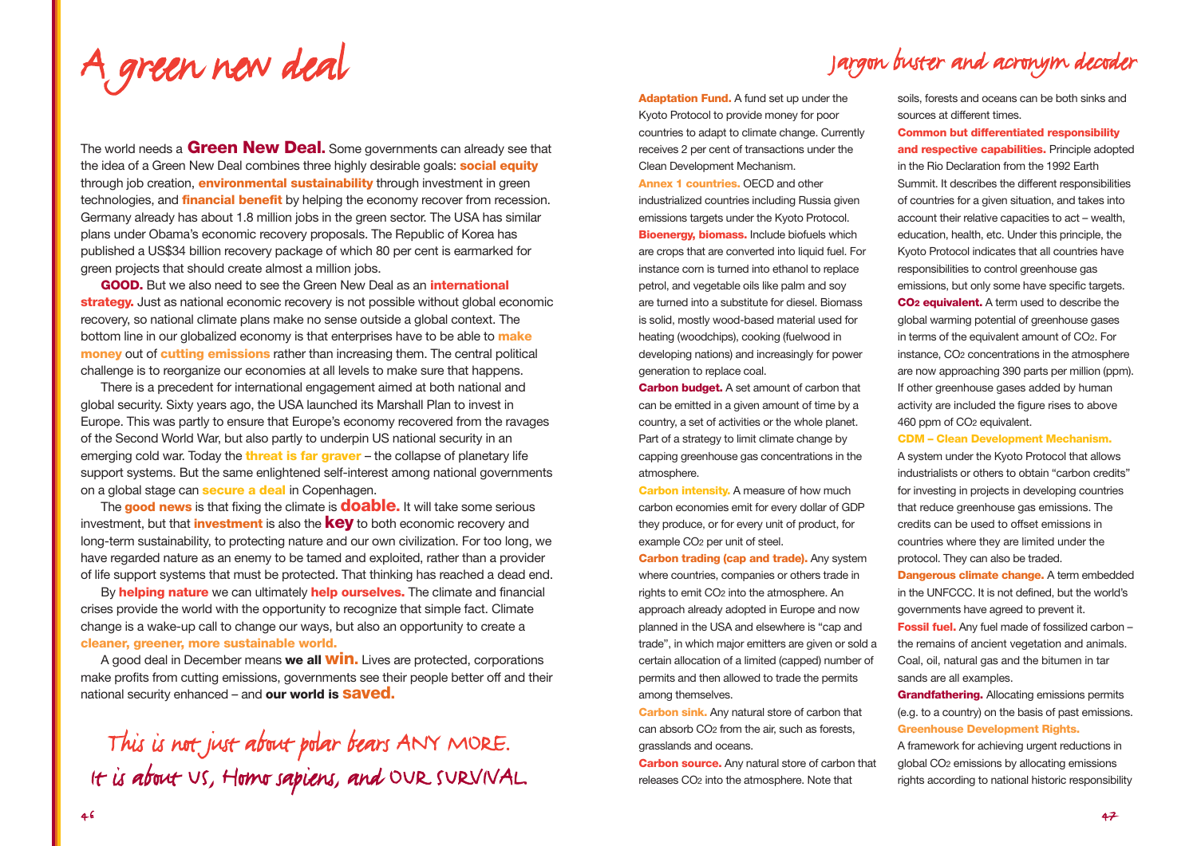# A green new deal

The world needs a **Green New Deal.** Some governments can already see that the idea of a Green New Deal combines three highly desirable goals: **social equity** through job creation, **environmental sustainability** through investment in green technologies, and **financial benefit** by helping the economy recover from recession. Germany already has about 1.8 million jobs in the green sector. The USA has similar plans under Obama's economic recovery proposals. The Republic of Korea has published a US$34 billion recovery package of which 80 per cent is earmarked for green projects that should create almost a million jobs.

**GOOD.** But we also need to see the Green New Deal as an **international strategy.** Just as national economic recovery is not possible without global economic recovery, so national climate plans make no sense outside a global context. The bottom line in our globalized economy is that enterprises have to be able to **make money** out of **cutting emissions** rather than increasing them. The central political challenge is to reorganize our economies at all levels to make sure that happens.

There is a precedent for international engagement aimed at both national and global security. Sixty years ago, the USA launched its Marshall Plan to invest in Europe. This was partly to ensure that Europe's economy recovered from the ravages of the Second World War, but also partly to underpin US national security in an emerging cold war. Today the **threat is far graver** – the collapse of planetary life support systems. But the same enlightened self-interest among national governments on a global stage can **secure a deal** in Copenhagen.

The **good news** is that fixing the climate is **doable.** It will take some serious investment, but that **investment** is also the **key** to both economic recovery and long-term sustainability, to protecting nature and our own civilization. For too long, we have regarded nature as an enemy to be tamed and exploited, rather than a provider of life support systems that must be protected. That thinking has reached a dead end.

By **helping nature** we can ultimately **help ourselves.** The climate and financial crises provide the world with the opportunity to recognize that simple fact. Climate change is a wake-up call to change our ways, but also an opportunity to create a **cleaner, greener, more sustainable world.**

A good deal in December means **we all win.** Lives are protected, corporations make profits from cutting emissions, governments see their people better off and their national security enhanced – and **our world is saved.**

*This is not just about polar bears ANY MORE.*
*It is about US, Homo sapiens, and OUR SURVIVAL.*

# Jargon buster and acronym decoder

**Adaptation Fund.** A fund set up under the Kyoto Protocol to provide money for poor countries to adapt to climate change. Currently receives 2 per cent of transactions under the Clean Development Mechanism.

**Annex 1 countries.** OECD and other industrialized countries including Russia given emissions targets under the Kyoto Protocol.

**Bioenergy, biomass.** Include biofuels which are crops that are converted into liquid fuel. For instance corn is turned into ethanol to replace petrol, and vegetable oils like palm and soy are turned into a substitute for diesel. Biomass is solid, mostly wood-based material used for heating (woodchips), cooking (fuelwood in developing nations) and increasingly for power generation to replace coal.

**Carbon budget.** A set amount of carbon that can be emitted in a given amount of time by a country, a set of activities or the whole planet. Part of a strategy to limit climate change by capping greenhouse gas concentrations in the atmosphere.

**Carbon intensity.** A measure of how much carbon economies emit for every dollar of GDP they produce, or for every unit of product, for example $CO_2$ per unit of steel.

**Carbon trading (cap and trade).** Any system where countries, companies or others trade in rights to emit $CO_2$ into the atmosphere. An approach already adopted in Europe and now planned in the USA and elsewhere is "cap and trade", in which major emitters are given or sold a certain allocation of a limited (capped) number of permits and then allowed to trade the permits among themselves.

**Carbon sink.** Any natural store of carbon that can absorb $CO_2$ from the air, such as forests, grasslands and oceans.

**Carbon source.** Any natural store of carbon that releases $CO_2$ into the atmosphere. Note that soils, forests and oceans can be both sinks and sources at different times.

**Common but differentiated responsibility and respective capabilities.** Principle adopted in the Rio Declaration from the 1992 Earth Summit. It describes the different responsibilities of countries for a given situation, and takes into account their relative capacities to act – wealth, education, health, etc. Under this principle, the Kyoto Protocol indicates that all countries have responsibilities to control greenhouse gas emissions, but only some have specific targets.

**$CO_2$ equivalent.** A term used to describe the global warming potential of greenhouse gases in terms of the equivalent amount of $CO_2$. For instance, $CO_2$ concentrations in the atmosphere are now approaching 390 parts per million (ppm). If other greenhouse gases added by human activity are included the figure rises to above 460 ppm of $CO_2$ equivalent.

**CDM – Clean Development Mechanism.** A system under the Kyoto Protocol that allows industrialists or others to obtain "carbon credits" for investing in projects in developing countries that reduce greenhouse gas emissions. The credits can be used to offset emissions in countries where they are limited under the protocol. They can also be traded.

**Dangerous climate change.** A term embedded in the UNFCCC. It is not defined, but the world's governments have agreed to prevent it.

**Fossil fuel.** Any fuel made of fossilized carbon – the remains of ancient vegetation and animals. Coal, oil, natural gas and the bitumen in tar sands are all examples.

**Grandfathering.** Allocating emissions permits (e.g. to a country) on the basis of past emissions.

**Greenhouse Development Rights.** A framework for achieving urgent reductions in global $CO_2$ emissions by allocating emissions rights according to national historic responsibility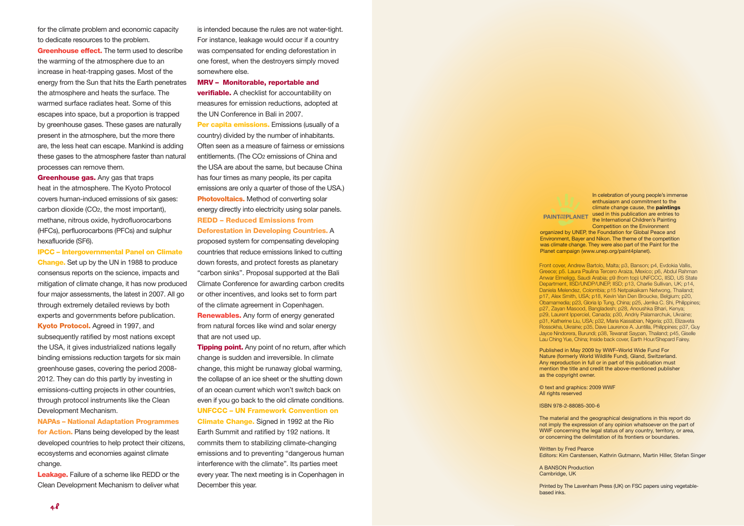for the climate problem and economic capacity to dedicate resources to the problem.

**Greenhouse effect.** The term used to describe the warming of the atmosphere due to an increase in heat-trapping gases. Most of the energy from the Sun that hits the Earth penetrates the atmosphere and heats the surface. The warmed surface radiates heat. Some of this escapes into space, but a proportion is trapped by greenhouse gases. These gases are naturally present in the atmosphere, but the more there are, the less heat can escape. Mankind is adding these gases to the atmosphere faster than natural processes can remove them.

**Greenhouse gas.** Any gas that traps heat in the atmosphere. The Kyoto Protocol covers human-induced emissions of six gases: carbon dioxide ($CO_2$, the most important), methane, nitrous oxide, hydrofluorocarbons (HFCs), perfluorocarbons (PFCs) and sulphur hexafluoride ($SF_6$).

**IPCC – Intergovernmental Panel on Climate Change.** Set up by the UN in 1988 to produce consensus reports on the science, impacts and mitigation of climate change, it has now produced four major assessments, the latest in 2007. All go through extremely detailed reviews by both experts and governments before publication.

**Kyoto Protocol.** Agreed in 1997, and subsequently ratified by most nations except the USA, it gives industrialized nations legally binding emissions reduction targets for six main greenhouse gases, covering the period 2008-2012. They can do this partly by investing in emissions-cutting projects in other countries, through protocol instruments like the Clean Development Mechanism.

**NAPAs – National Adaptation Programmes for Action.** Plans being developed by the least developed countries to help protect their citizens, ecosystems and economies against climate change.

**Leakage.** Failure of a scheme like REDD or the Clean Development Mechanism to deliver what is intended because the rules are not water-tight. For instance, leakage would occur if a country was compensated for ending deforestation in one forest, when the destroyers simply moved somewhere else.

**MRV – Monitorable, reportable and verifiable.** A checklist for accountability on measures for emission reductions, adopted at the UN Conference in Bali in 2007.

**Per capita emissions.** Emissions (usually of a country) divided by the number of inhabitants. Often seen as a measure of fairness or emissions entitlements. (The $CO_2$ emissions of China and the USA are about the same, but because China has four times as many people, its per capita emissions are only a quarter of those of the USA.)

**Photovoltaics.** Method of converting solar energy directly into electricity using solar panels.

**REDD – Reduced Emissions from Deforestation in Developing Countries.** A proposed system for compensating developing countries that reduce emissions linked to cutting down forests, and protect forests as planetary "carbon sinks". Proposal supported at the Bali Climate Conference for awarding carbon credits or other incentives, and looks set to form part of the climate agreement in Copenhagen.

**Renewables.** Any form of energy generated from natural forces like wind and solar energy that are not used up.

**Tipping point.** Any point of no return, after which change is sudden and irreversible. In climate change, this might be runaway global warming, the collapse of an ice sheet or the shutting down of an ocean current which won't switch back on even if you go back to the old climate conditions.

**UNFCCC – UN Framework Convention on Climate Change.** Signed in 1992 at the Rio Earth Summit and ratified by 192 nations. It commits them to stabilizing climate-changing emissions and to preventing "dangerous human interference with the climate". Its parties meet every year. The next meeting is in Copenhagen in December this year.

PAINT FOR THE PLANET

In celebration of young people's immense enthusiasm and commitment to the climate change cause, the **paintings** used in this publication are entries to the International Children's Painting Competition on the Environment organized by UNEP, the Foundation for Global Peace and Environment, Bayer and Nikon. The theme of the competition was climate change. They were also part of the Paint for the Planet campaign (www.unep.org/paint4planet).

Front cover, Andrew Bartolo, Malta; p3, Banson; p4, Evdokia Vallis, Greece; p5. Laura Paulina Tercero Araiza, Mexico; p6, Abdul Rahman Anwar Elmeligg, Saudi Arabia; p9 (from top) UNFCCC, IISD, US State Department, IISD/UNDP/UNEP, IISD; p13, Charlie Sullivan, UK; p14, Daniela Melendez, Colombia; p15 Netpakaikarn Netwong, Thailand; p17, Alex Smith, USA; p18, Kevin Van Den Broucke, Belgium; p20, Obamamedia; p23, Gloria Ip Tung, China; p25, Jerrika C. Shi, Philippines; p27, Zayan Masood, Bangladesh; p28, Anoushka Bhari, Kenya; p29, Laurent Ipperciel, Canada; p30, Andriy Palamarchuk, Ukraine; p31, Katherine Liu, USA; p32, Maria Kassabian, Nigeria; p33, Elizaveta Rossokha, Ukraine; p35, Dave Laurence A. Juntilla, Philippines; p37, Guy Jayce Nindorera, Burundi; p38, Tewanat Saypan, Thailand; p45, Giselle Lau Ching Yue, China; Inside back cover, Earth Hour/Shepard Fairey.

Published in May 2009 by WWF–World Wide Fund For Nature (formerly World Wildlife Fund), Gland, Switzerland. Any reproduction in full or in part of this publication must mention the title and credit the above-mentioned publisher as the copyright owner.

© text and graphics: 2009 WWF
All rights reserved

ISBN 978-2-88085-300-6

The material and the geographical designations in this report do not imply the expression of any opinion whatsoever on the part of WWF concerning the legal status of any country, territory, or area, or concerning the delimitation of its frontiers or boundaries.

Written by Fred Pearce
Editors: Kim Carstensen, Kathrin Gutmann, Martin Hiller, Stefan Singer

A BANSON Production
Cambridge, UK

Printed by The Lavenham Press (UK) on FSC papers using vegetable-based inks.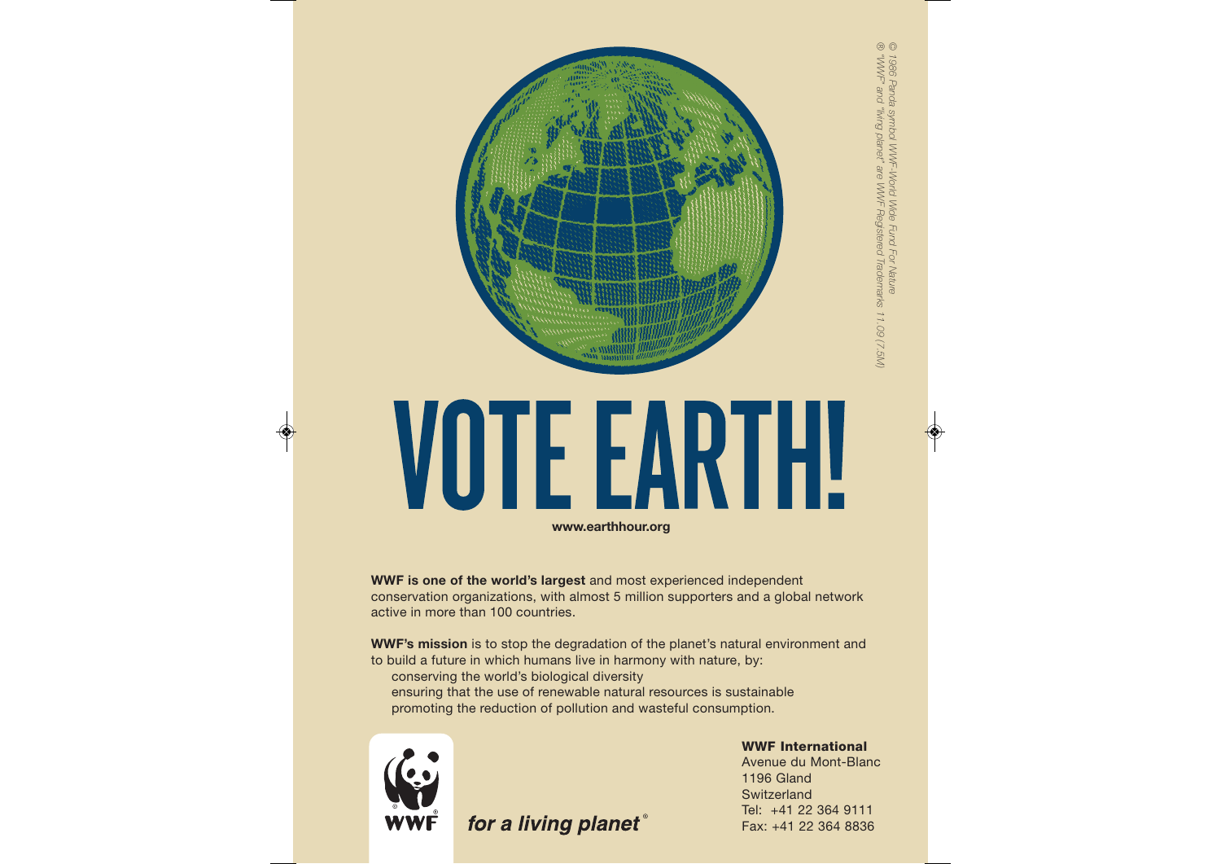# VOTE EARTH!

**www.earthhour.org**

**WWF is one of the world's largest** and most experienced independent conservation organizations, with almost 5 million supporters and a global network active in more than 100 countries.

**WWF's mission** is to stop the degradation of the planet's natural environment and to build a future in which humans live in harmony with nature, by:

- conserving the world's biological diversity
- ensuring that the use of renewable natural resources is sustainable
- promoting the reduction of pollution and wasteful consumption.

WWF

*for a living planet*®

**WWF International**
Avenue du Mont-Blanc
1196 Gland
Switzerland
Tel: +41 22 364 9111
Fax: +41 22 364 8836

*© 1986 Panda symbol WWF-World Wide Fund For Nature*
*® "WWF" and "living planet" are WWF Registered Trademarks 11.09 (7.5M)*